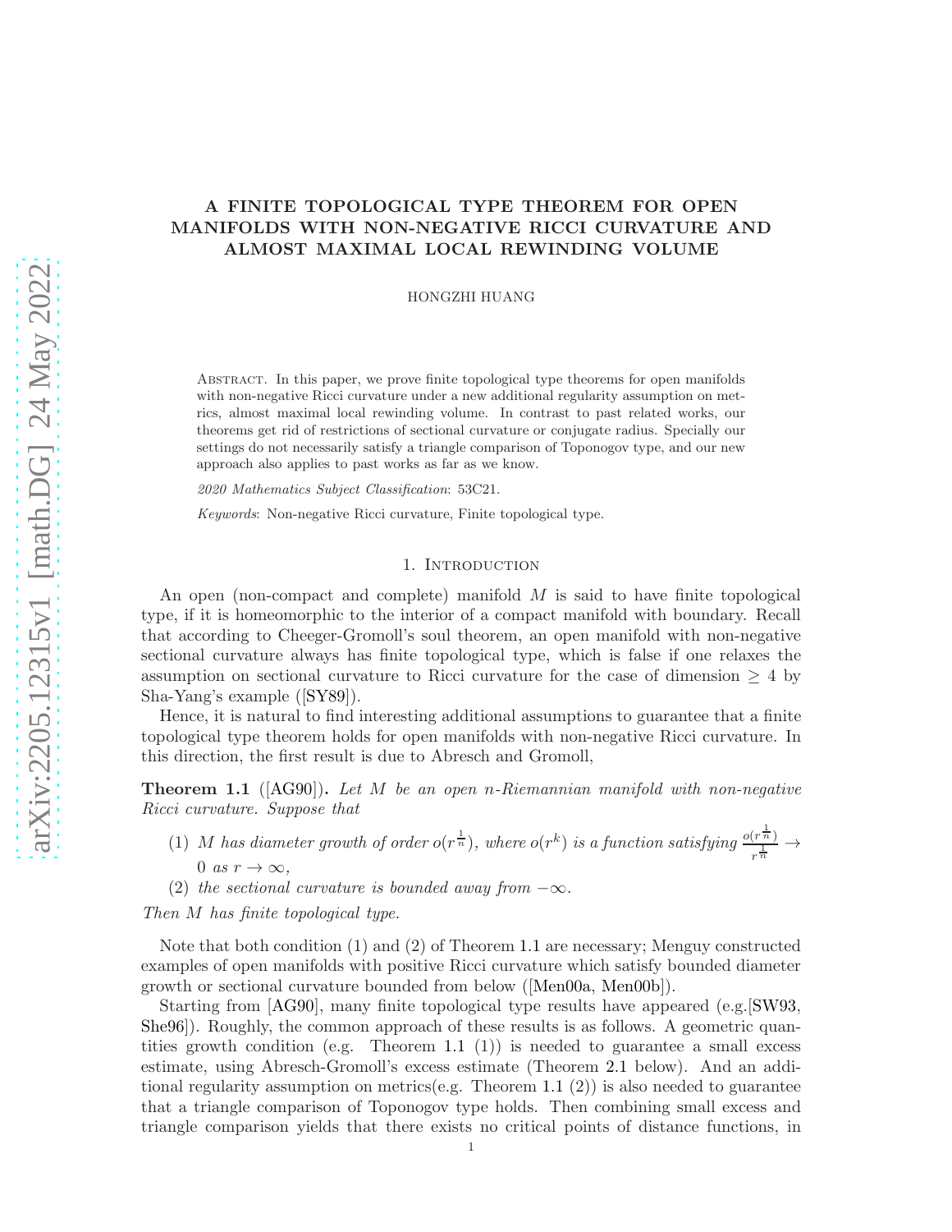# A FINITE TOPOLOGICAL TYPE THEOREM FOR OPEN MANIFOLDS WITH NON-NEGATIVE RICCI CURVATURE AND ALMOST MAXIMAL LOCAL REWINDING VOLUME

HONGZHI HUANG

Abstract. In this paper, we prove finite topological type theorems for open manifolds with non-negative Ricci curvature under a new additional regularity assumption on metrics, almost maximal local rewinding volume. In contrast to past related works, our theorems get rid of restrictions of sectional curvature or conjugate radius. Specially our settings do not necessarily satisfy a triangle comparison of Toponogov type, and our new approach also applies to past works as far as we know.

*2020 Mathematics Subject Classification*: 53C21.

*Keywords*: Non-negative Ricci curvature, Finite topological type.

## 1. Introduction

An open (non-compact and complete) manifold $M$ is said to have finite topological type, if it is homeomorphic to the interior of a compact manifold with boundary. Recall that according to Cheeger-Gromoll's soul theorem, an open manifold with non-negative sectional curvature always has finite topological type, which is false if one relaxes the assumption on sectional curvature to Ricci curvature for the case of dimension $\geq 4$ by Sha-Yang's example ([SY89]).

Hence, it is natural to find interesting additional assumptions to guarantee that a finite topological type theorem holds for open manifolds with non-negative Ricci curvature. In this direction, the first result is due to Abresch and Gromoll,

**Theorem 1.1** ([AG90]). *Let $M$ be an open $n$-Riemannian manifold with non-negative Ricci curvature. Suppose that*

1. *$M$ has diameter growth of order $o(r^{\frac{1}{n}})$, where $o(r^k)$ is a function satisfying $\frac{o(r^{\frac{1}{n}})}{r^{\frac{1}{n}}} \to 0$ as $r \to \infty$,*
2. *the sectional curvature is bounded away from $-\infty$.*

*Then $M$ has finite topological type.*

Note that both condition (1) and (2) of Theorem 1.1 are necessary; Menguy constructed examples of open manifolds with positive Ricci curvature which satisfy bounded diameter growth or sectional curvature bounded from below ([Men00a, Men00b]).

Starting from [AG90], many finite topological type results have appeared (e.g.[SW93, She96]). Roughly, the common approach of these results is as follows. A geometric quantities growth condition (e.g. Theorem 1.1 (1)) is needed to guarantee a small excess estimate, using Abresch-Gromoll's excess estimate (Theorem 2.1 below). And an additional regularity assumption on metrics(e.g. Theorem 1.1 (2)) is also needed to guarantee that a triangle comparison of Toponogov type holds. Then combining small excess and triangle comparison yields that there exists no critical points of distance functions, in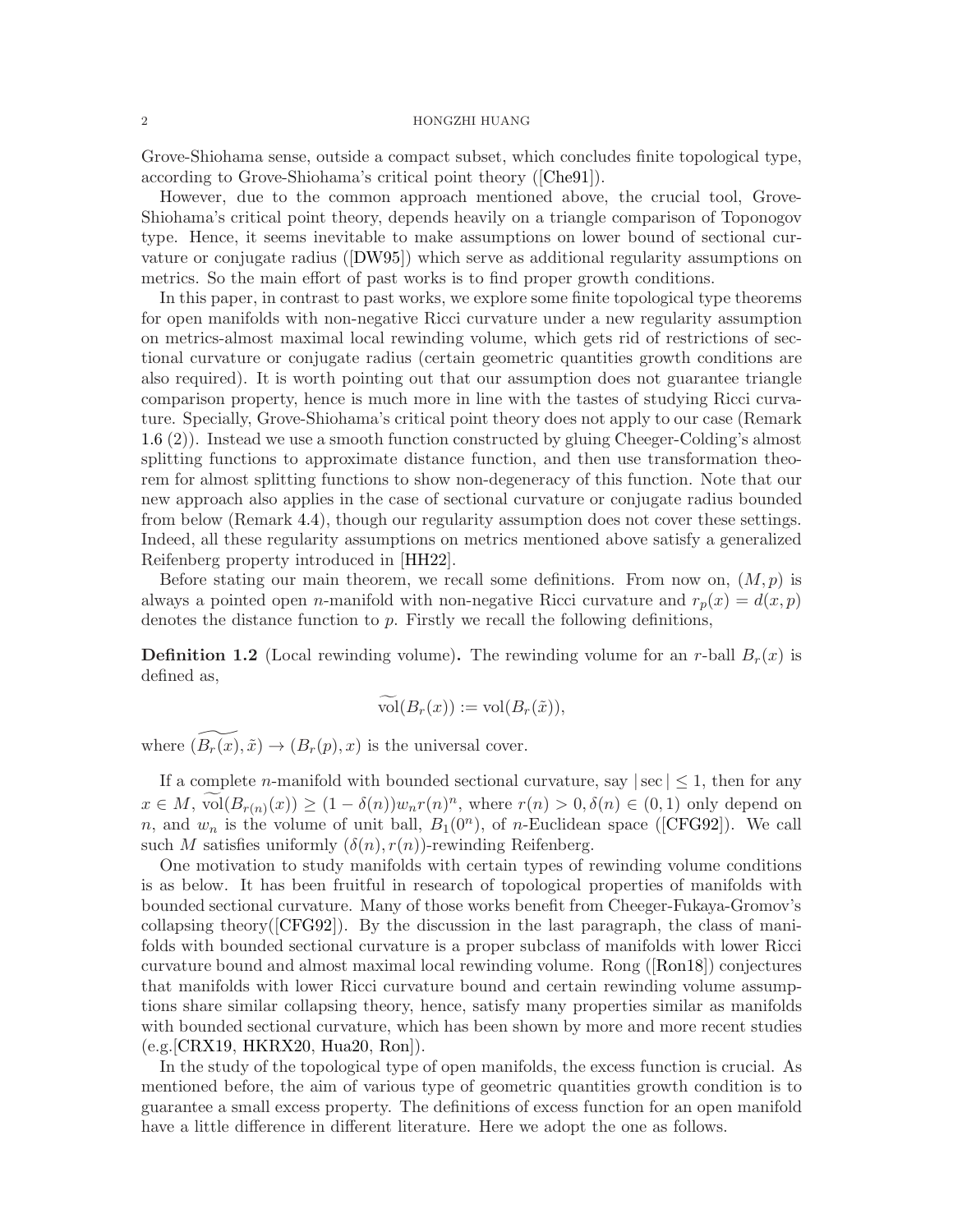Grove-Shiohama sense, outside a compact subset, which concludes finite topological type, according to Grove-Shiohama's critical point theory ([Che91]).

However, due to the common approach mentioned above, the crucial tool, Grove-Shiohama's critical point theory, depends heavily on a triangle comparison of Toponogov type. Hence, it seems inevitable to make assumptions on lower bound of sectional curvature or conjugate radius ([DW95]) which serve as additional regularity assumptions on metrics. So the main effort of past works is to find proper growth conditions.

In this paper, in contrast to past works, we explore some finite topological type theorems for open manifolds with non-negative Ricci curvature under a new regularity assumption on metrics-almost maximal local rewinding volume, which gets rid of restrictions of sectional curvature or conjugate radius (certain geometric quantities growth conditions are also required). It is worth pointing out that our assumption does not guarantee triangle comparison property, hence is much more in line with the tastes of studying Ricci curvature. Specially, Grove-Shiohama's critical point theory does not apply to our case (Remark 1.6 (2)). Instead we use a smooth function constructed by gluing Cheeger-Colding's almost splitting functions to approximate distance function, and then use transformation theorem for almost splitting functions to show non-degeneracy of this function. Note that our new approach also applies in the case of sectional curvature or conjugate radius bounded from below (Remark 4.4), though our regularity assumption does not cover these settings. Indeed, all these regularity assumptions on metrics mentioned above satisfy a generalized Reifenberg property introduced in [HH22].

Before stating our main theorem, we recall some definitions. From now on, $(M, p)$ is always a pointed open $n$-manifold with non-negative Ricci curvature and $r_p(x) = d(x, p)$ denotes the distance function to $p$. Firstly we recall the following definitions,

**Definition 1.2** (Local rewinding volume)**.** The rewinding volume for an $r$-ball $B_r(x)$ is defined as,

$$\widetilde{\mathrm{vol}}(B_r(x)) := \mathrm{vol}(B_r(\tilde{x})),$$

where $(\widetilde{B_r(x)}, \tilde{x}) \to (B_r(p), x)$ is the universal cover.

If a complete $n$-manifold with bounded sectional curvature, say $|\sec| \le 1$, then for any $x \in M$, $\widetilde{\mathrm{vol}}(B_{r(n)}(x)) \ge (1 - \delta(n))w_n r(n)^n$, where $r(n) > 0, \delta(n) \in (0, 1)$ only depend on $n$, and $w_n$ is the volume of unit ball, $B_1(0^n)$, of $n$-Euclidean space ([CFG92]). We call such $M$ satisfies uniformly $(\delta(n), r(n))$-rewinding Reifenberg.

One motivation to study manifolds with certain types of rewinding volume conditions is as below. It has been fruitful in research of topological properties of manifolds with bounded sectional curvature. Many of those works benefit from Cheeger-Fukaya-Gromov's collapsing theory([CFG92]). By the discussion in the last paragraph, the class of manifolds with bounded sectional curvature is a proper subclass of manifolds with lower Ricci curvature bound and almost maximal local rewinding volume. Rong ([Ron18]) conjectures that manifolds with lower Ricci curvature bound and certain rewinding volume assumptions share similar collapsing theory, hence, satisfy many properties similar as manifolds with bounded sectional curvature, which has been shown by more and more recent studies (e.g.[CRX19, HKRX20, Hua20, Ron]).

In the study of the topological type of open manifolds, the excess function is crucial. As mentioned before, the aim of various type of geometric quantities growth condition is to guarantee a small excess property. The definitions of excess function for an open manifold have a little difference in different literature. Here we adopt the one as follows.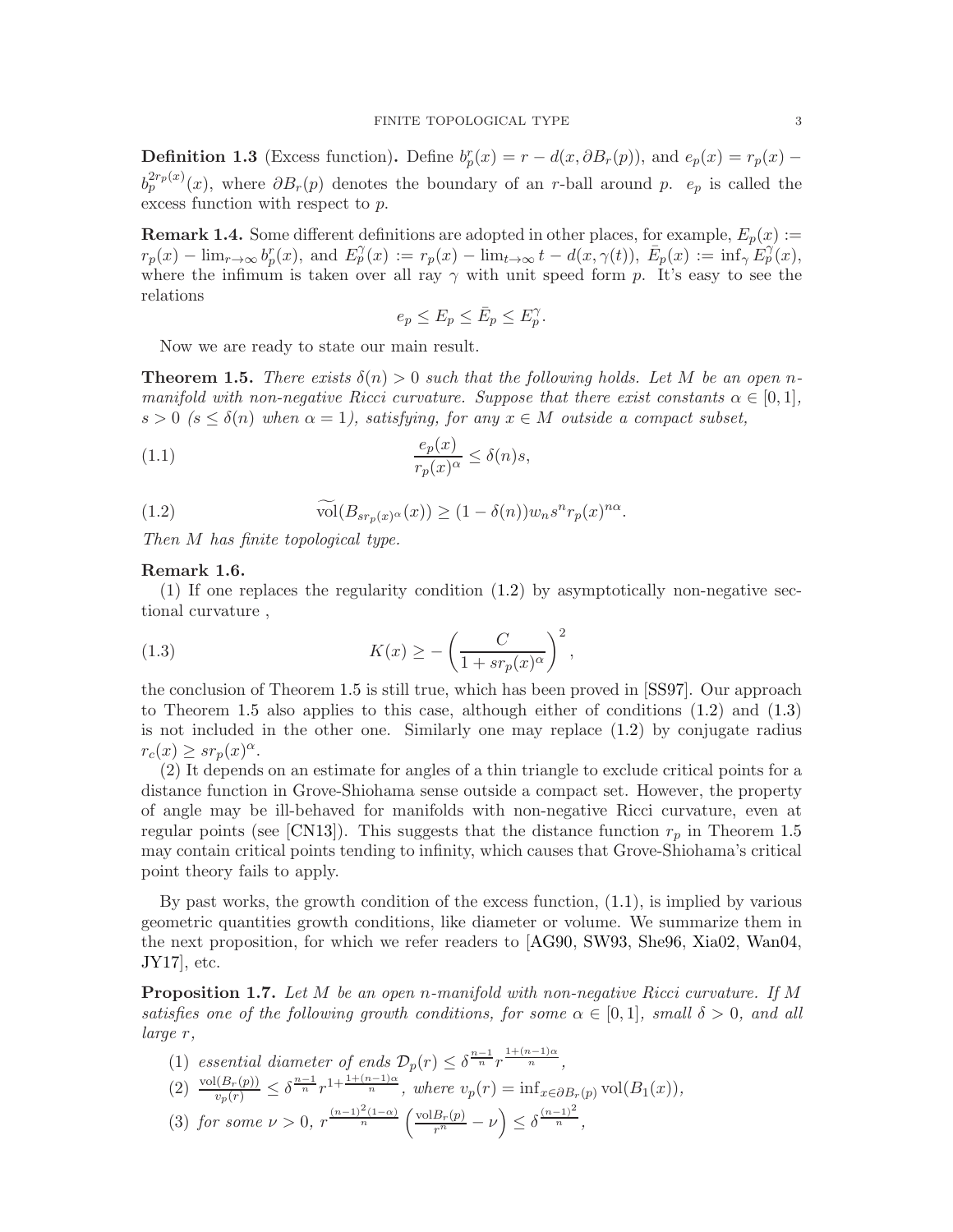**Definition 1.3** (Excess function)**.** Define $b_p^r(x) = r - d(x, \partial B_r(p))$, and $e_p(x) = r_p(x) - b_p^{2r_p(x)}(x)$, where $\partial B_r(p)$ denotes the boundary of an $r$-ball around $p$. $e_p$ is called the excess function with respect to $p$.

**Remark 1.4.** Some different definitions are adopted in other places, for example, $E_p(x) := r_p(x) - \lim_{r\to\infty} b_p^r(x)$, and $E_p^\gamma(x) := r_p(x) - \lim_{t\to\infty} t - d(x, \gamma(t))$, $\bar{E}_p(x) := \inf_\gamma E_p^\gamma(x)$, where the infimum is taken over all ray $\gamma$ with unit speed form $p$. It's easy to see the relations

$$e_p \leq E_p \leq \bar{E}_p \leq E_p^\gamma.$$

Now we are ready to state our main result.

**Theorem 1.5.** *There exists $\delta(n) > 0$ such that the following holds. Let $M$ be an open $n$-manifold with non-negative Ricci curvature. Suppose that there exist constants $\alpha \in [0, 1]$, $s > 0$ ($s \leq \delta(n)$ when $\alpha = 1$), satisfying, for any $x \in M$ outside a compact subset,*

$$\frac{e_p(x)}{r_p(x)^\alpha} \leq \delta(n)s, \tag{1.1}$$

$$\widetilde{\mathrm{vol}}(B_{sr_p(x)^\alpha}(x)) \geq (1 - \delta(n))w_n s^n r_p(x)^{n\alpha}. \tag{1.2}$$

*Then $M$ has finite topological type.*

**Remark 1.6.**

(1) If one replaces the regularity condition (1.2) by asymptotically non-negative sectional curvature ,

$$K(x) \geq -\left(\frac{C}{1 + sr_p(x)^\alpha}\right)^2, \tag{1.3}$$

the conclusion of Theorem 1.5 is still true, which has been proved in [SS97]. Our approach to Theorem 1.5 also applies to this case, although either of conditions (1.2) and (1.3) is not included in the other one. Similarly one may replace (1.2) by conjugate radius $r_c(x) \geq sr_p(x)^\alpha$.

(2) It depends on an estimate for angles of a thin triangle to exclude critical points for a distance function in Grove-Shiohama sense outside a compact set. However, the property of angle may be ill-behaved for manifolds with non-negative Ricci curvature, even at regular points (see [CN13]). This suggests that the distance function $r_p$ in Theorem 1.5 may contain critical points tending to infinity, which causes that Grove-Shiohama's critical point theory fails to apply.

By past works, the growth condition of the excess function, (1.1), is implied by various geometric quantities growth conditions, like diameter or volume. We summarize them in the next proposition, for which we refer readers to [AG90, SW93, She96, Xia02, Wan04, JY17], etc.

**Proposition 1.7.** *Let $M$ be an open $n$-manifold with non-negative Ricci curvature. If $M$ satisfies one of the following growth conditions, for some $\alpha \in [0, 1]$, small $\delta > 0$, and all large $r$,*

(1) *essential diameter of ends $\mathcal{D}_p(r) \leq \delta^{\frac{n-1}{n}} r^{\frac{1+(n-1)\alpha}{n}}$,*

(2) $\frac{\mathrm{vol}(B_r(p))}{v_p(r)} \leq \delta^{\frac{n-1}{n}} r^{1+\frac{1+(n-1)\alpha}{n}}$*, where $v_p(r) = \inf_{x\in\partial B_r(p)} \mathrm{vol}(B_1(x))$,*

(3) *for some $\nu > 0$, $r^{\frac{(n-1)^2(1-\alpha)}{n}} \left(\frac{\mathrm{vol}B_r(p)}{r^n} - \nu\right) \leq \delta^{\frac{(n-1)^2}{n}}$,*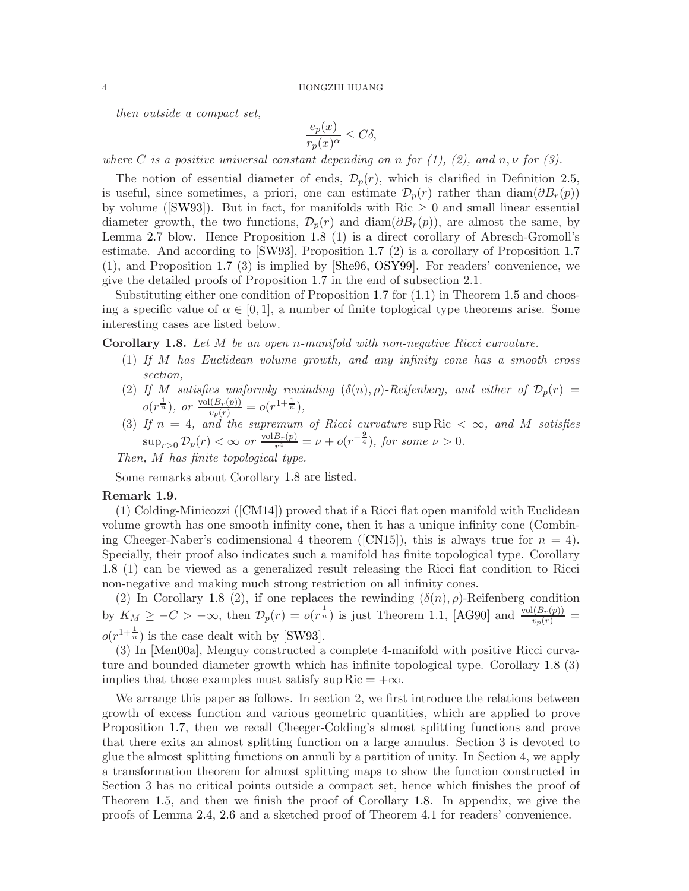*then outside a compact set,*

$$\frac{e_p(x)}{r_p(x)^\alpha} \leq C\delta,$$

*where $C$ is a positive universal constant depending on $n$ for (1), (2), and $n, \nu$ for (3).*

The notion of essential diameter of ends, $\mathcal{D}_p(r)$, which is clarified in Definition 2.5, is useful, since sometimes, a priori, one can estimate $\mathcal{D}_p(r)$ rather than $\operatorname{diam}(\partial B_r(p))$ by volume ([SW93]). But in fact, for manifolds with $\operatorname{Ric} \geq 0$ and small linear essential diameter growth, the two functions, $\mathcal{D}_p(r)$ and $\operatorname{diam}(\partial B_r(p))$, are almost the same, by Lemma 2.7 blow. Hence Proposition 1.8 (1) is a direct corollary of Abresch-Gromoll's estimate. And according to [SW93], Proposition 1.7 (2) is a corollary of Proposition 1.7 (1), and Proposition 1.7 (3) is implied by [She96, OSY99]. For readers' convenience, we give the detailed proofs of Proposition 1.7 in the end of subsection 2.1.

Substituting either one condition of Proposition 1.7 for (1.1) in Theorem 1.5 and choosing a specific value of $\alpha \in [0, 1]$, a number of finite toplogical type theorems arise. Some interesting cases are listed below.

**Corollary 1.8.** *Let $M$ be an open $n$-manifold with non-negative Ricci curvature.*

1. *If $M$ has Euclidean volume growth, and any infinity cone has a smooth cross section,*
2. *If $M$ satisfies uniformly rewinding $(\delta(n), \rho)$-Reifenberg, and either of $\mathcal{D}_p(r) = o(r^{\frac{1}{n}})$, or $\frac{\operatorname{vol}(B_r(p))}{v_p(r)} = o(r^{1+\frac{1}{n}})$,*
3. *If $n = 4$, and the supremum of Ricci curvature $\sup \operatorname{Ric} < \infty$, and $M$ satisfies $\sup_{r>0} \mathcal{D}_p(r) < \infty$ or $\frac{\operatorname{vol} B_r(p)}{r^4} = \nu + o(r^{-\frac{9}{4}})$, for some $\nu > 0$.*

*Then, $M$ has finite topological type.*

Some remarks about Corollary 1.8 are listed.

**Remark 1.9.**
(1) Colding-Minicozzi ([CM14]) proved that if a Ricci flat open manifold with Euclidean volume growth has one smooth infinity cone, then it has a unique infinity cone (Combining Cheeger-Naber's codimensional 4 theorem ([CN15]), this is always true for $n = 4$). Specially, their proof also indicates such a manifold has finite topological type. Corollary 1.8 (1) can be viewed as a generalized result releasing the Ricci flat condition to Ricci non-negative and making much strong restriction on all infinity cones.

(2) In Corollary 1.8 (2), if one replaces the rewinding $(\delta(n), \rho)$-Reifenberg condition by $K_M \geq -C > -\infty$, then $\mathcal{D}_p(r) = o(r^{\frac{1}{n}})$ is just Theorem 1.1, [AG90] and $\frac{\operatorname{vol}(B_r(p))}{v_p(r)} = o(r^{1+\frac{1}{n}})$ is the case dealt with by [SW93].

(3) In [Men00a], Menguy constructed a complete 4-manifold with positive Ricci curvature and bounded diameter growth which has infinite topological type. Corollary 1.8 (3) implies that those examples must satisfy $\sup \operatorname{Ric} = +\infty$.

We arrange this paper as follows. In section 2, we first introduce the relations between growth of excess function and various geometric quantities, which are applied to prove Proposition 1.7, then we recall Cheeger-Colding's almost splitting functions and prove that there exits an almost splitting function on a large annulus. Section 3 is devoted to glue the almost splitting functions on annuli by a partition of unity. In Section 4, we apply a transformation theorem for almost splitting maps to show the function constructed in Section 3 has no critical points outside a compact set, hence which finishes the proof of Theorem 1.5, and then we finish the proof of Corollary 1.8. In appendix, we give the proofs of Lemma 2.4, 2.6 and a sketched proof of Theorem 4.1 for readers' convenience.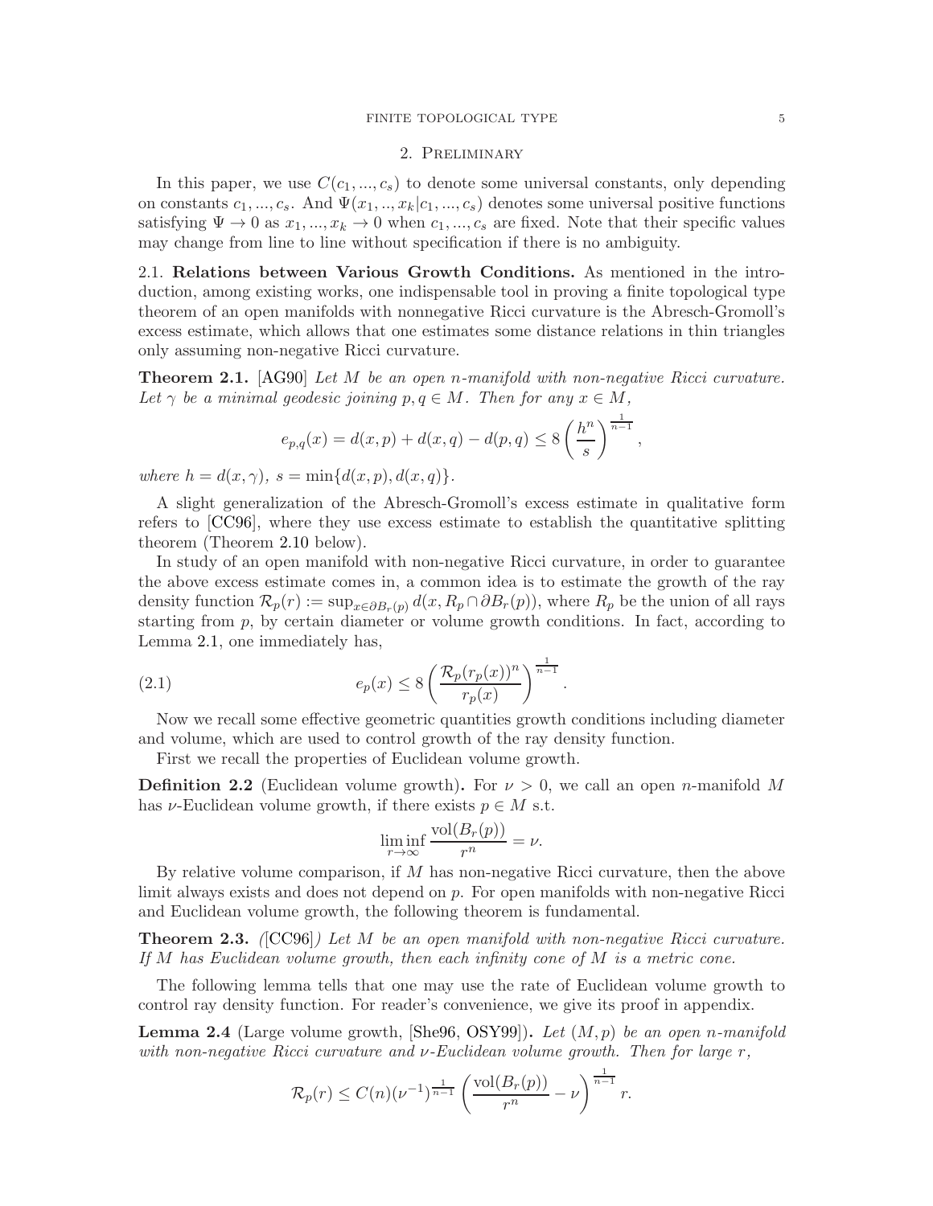## 2. Preliminary

In this paper, we use $C(c_1, ..., c_s)$ to denote some universal constants, only depending on constants $c_1, ..., c_s$. And $\Psi(x_1, .., x_k | c_1, ..., c_s)$ denotes some universal positive functions satisfying $\Psi \to 0$ as $x_1, ..., x_k \to 0$ when $c_1, ..., c_s$ are fixed. Note that their specific values may change from line to line without specification if there is no ambiguity.

### 2.1. Relations between Various Growth Conditions.

As mentioned in the introduction, among existing works, one indispensable tool in proving a finite topological type theorem of an open manifolds with nonnegative Ricci curvature is the Abresch-Gromoll's excess estimate, which allows that one estimates some distance relations in thin triangles only assuming non-negative Ricci curvature.

**Theorem 2.1.** [AG90] *Let $M$ be an open $n$-manifold with non-negative Ricci curvature. Let $\gamma$ be a minimal geodesic joining $p, q \in M$. Then for any $x \in M$,*

$$e_{p,q}(x) = d(x,p) + d(x,q) - d(p,q) \leq 8 \left( \frac{h^n}{s} \right)^{\frac{1}{n-1}},$$

*where $h = d(x, \gamma)$, $s = \min\{d(x,p), d(x,q)\}$.*

A slight generalization of the Abresch-Gromoll's excess estimate in qualitative form refers to [CC96], where they use excess estimate to establish the quantitative splitting theorem (Theorem 2.10 below).

In study of an open manifold with non-negative Ricci curvature, in order to guarantee the above excess estimate comes in, a common idea is to estimate the growth of the ray density function $\mathcal{R}_p(r) := \sup_{x \in \partial B_r(p)} d(x, R_p \cap \partial B_r(p))$, where $R_p$ be the union of all rays starting from $p$, by certain diameter or volume growth conditions. In fact, according to Lemma 2.1, one immediately has,

$$e_p(x) \leq 8 \left( \frac{\mathcal{R}_p(r_p(x))^n}{r_p(x)} \right)^{\frac{1}{n-1}}. \tag{2.1}$$

Now we recall some effective geometric quantities growth conditions including diameter and volume, which are used to control growth of the ray density function.

First we recall the properties of Euclidean volume growth.

**Definition 2.2** (Euclidean volume growth). For $\nu > 0$, we call an open $n$-manifold $M$ has $\nu$-Euclidean volume growth, if there exists $p \in M$ s.t.

$$\liminf_{r \to \infty} \frac{\mathrm{vol}(B_r(p))}{r^n} = \nu.$$

By relative volume comparison, if $M$ has non-negative Ricci curvature, then the above limit always exists and does not depend on $p$. For open manifolds with non-negative Ricci and Euclidean volume growth, the following theorem is fundamental.

**Theorem 2.3.** *([CC96]) Let $M$ be an open manifold with non-negative Ricci curvature. If $M$ has Euclidean volume growth, then each infinity cone of $M$ is a metric cone.*

The following lemma tells that one may use the rate of Euclidean volume growth to control ray density function. For reader's convenience, we give its proof in appendix.

**Lemma 2.4** (Large volume growth, [She96, OSY99]). *Let $(M, p)$ be an open $n$-manifold with non-negative Ricci curvature and $\nu$-Euclidean volume growth. Then for large $r$,*

$$\mathcal{R}_p(r) \leq C(n)(\nu^{-1})^{\frac{1}{n-1}} \left( \frac{\mathrm{vol}(B_r(p))}{r^n} - \nu \right)^{\frac{1}{n-1}} r.$$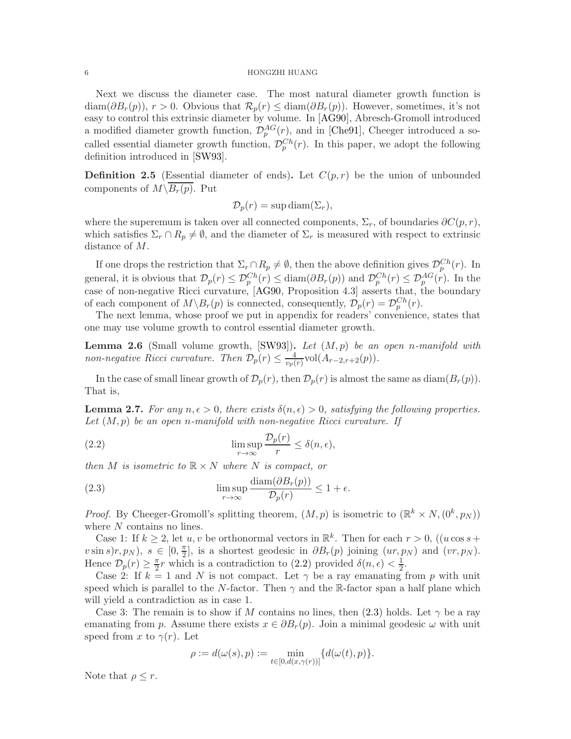Next we discuss the diameter case. The most natural diameter growth function is $\mathrm{diam}(\partial B_r(p))$, $r > 0$. Obvious that $\mathcal{R}_p(r) \leq \mathrm{diam}(\partial B_r(p))$. However, sometimes, it's not easy to control this extrinsic diameter by volume. In [AG90], Abresch-Gromoll introduced a modified diameter growth function, $\mathcal{D}_p^{AG}(r)$, and in [Che91], Cheeger introduced a so-called essential diameter growth function, $\mathcal{D}_p^{Ch}(r)$. In this paper, we adopt the following definition introduced in [SW93].

**Definition 2.5** (Essential diameter of ends)**.** Let $C(p,r)$ be the union of unbounded components of $M\backslash\overline{B_r(p)}$. Put

$$\mathcal{D}_p(r) = \sup \mathrm{diam}(\Sigma_r),$$

where the superemum is taken over all connected components, $\Sigma_r$, of boundaries $\partial C(p,r)$, which satisfies $\Sigma_r \cap R_p \neq \emptyset$, and the diameter of $\Sigma_r$ is measured with respect to extrinsic distance of $M$.

If one drops the restriction that $\Sigma_r \cap R_p \neq \emptyset$, then the above definition gives $\mathcal{D}_p^{Ch}(r)$. In general, it is obvious that $\mathcal{D}_p(r) \leq \mathcal{D}_p^{Ch}(r) \leq \mathrm{diam}(\partial B_r(p))$ and $\mathcal{D}_p^{Ch}(r) \leq \mathcal{D}_p^{AG}(r)$. In the case of non-negative Ricci curvature, [AG90, Proposition 4.3] asserts that, the boundary of each component of $M\backslash B_r(p)$ is connected, consequently, $\mathcal{D}_p(r) = \mathcal{D}_p^{Ch}(r)$.

The next lemma, whose proof we put in appendix for readers' convenience, states that one may use volume growth to control essential diameter growth.

**Lemma 2.6** (Small volume growth, [SW93])**.** *Let $(M,p)$ be an open $n$-manifold with non-negative Ricci curvature. Then $\mathcal{D}_p(r) \leq \frac{4}{v_p(r)}\mathrm{vol}(A_{r-2,r+2}(p))$.*

In the case of small linear growth of $\mathcal{D}_p(r)$, then $\mathcal{D}_p(r)$ is almost the same as $\mathrm{diam}(B_r(p))$. That is,

**Lemma 2.7.** *For any $n, \epsilon > 0$, there exists $\delta(n,\epsilon) > 0$, satisfying the following properties. Let $(M,p)$ be an open $n$-manifold with non-negative Ricci curvature. If*

$$\limsup_{r\to\infty} \frac{\mathcal{D}_p(r)}{r} \leq \delta(n,\epsilon), \tag{2.2}$$

*then $M$ is isometric to $\mathbb{R} \times N$ where $N$ is compact, or*

$$\limsup_{r\to\infty} \frac{\mathrm{diam}(\partial B_r(p))}{\mathcal{D}_p(r)} \leq 1 + \epsilon. \tag{2.3}$$

*Proof.* By Cheeger-Gromoll's splitting theorem, $(M,p)$ is isometric to $(\mathbb{R}^k \times N, (0^k, p_N))$ where $N$ contains no lines.

Case 1: If $k \geq 2$, let $u, v$ be orthonormal vectors in $\mathbb{R}^k$. Then for each $r > 0$, $((u\cos s + v \sin s)r, p_N)$, $s \in [0, \frac{\pi}{2}]$, is a shortest geodesic in $\partial B_r(p)$ joining $(ur, p_N)$ and $(vr, p_N)$. Hence $\mathcal{D}_p(r) \geq \frac{\pi}{2}r$ which is a contradiction to (2.2) provided $\delta(n,\epsilon) < \frac{1}{2}$.

Case 2: If $k = 1$ and $N$ is not compact. Let $\gamma$ be a ray emanating from $p$ with unit speed which is parallel to the $N$-factor. Then $\gamma$ and the $\mathbb{R}$-factor span a half plane which will yield a contradiction as in case 1.

Case 3: The remain is to show if $M$ contains no lines, then (2.3) holds. Let $\gamma$ be a ray emanating from $p$. Assume there exists $x \in \partial B_r(p)$. Join a minimal geodesic $\omega$ with unit speed from $x$ to $\gamma(r)$. Let

$$\rho := d(\omega(s), p) := \min_{t\in[0,d(x,\gamma(r))]}\{d(\omega(t),p)\}.$$

Note that $\rho \leq r$.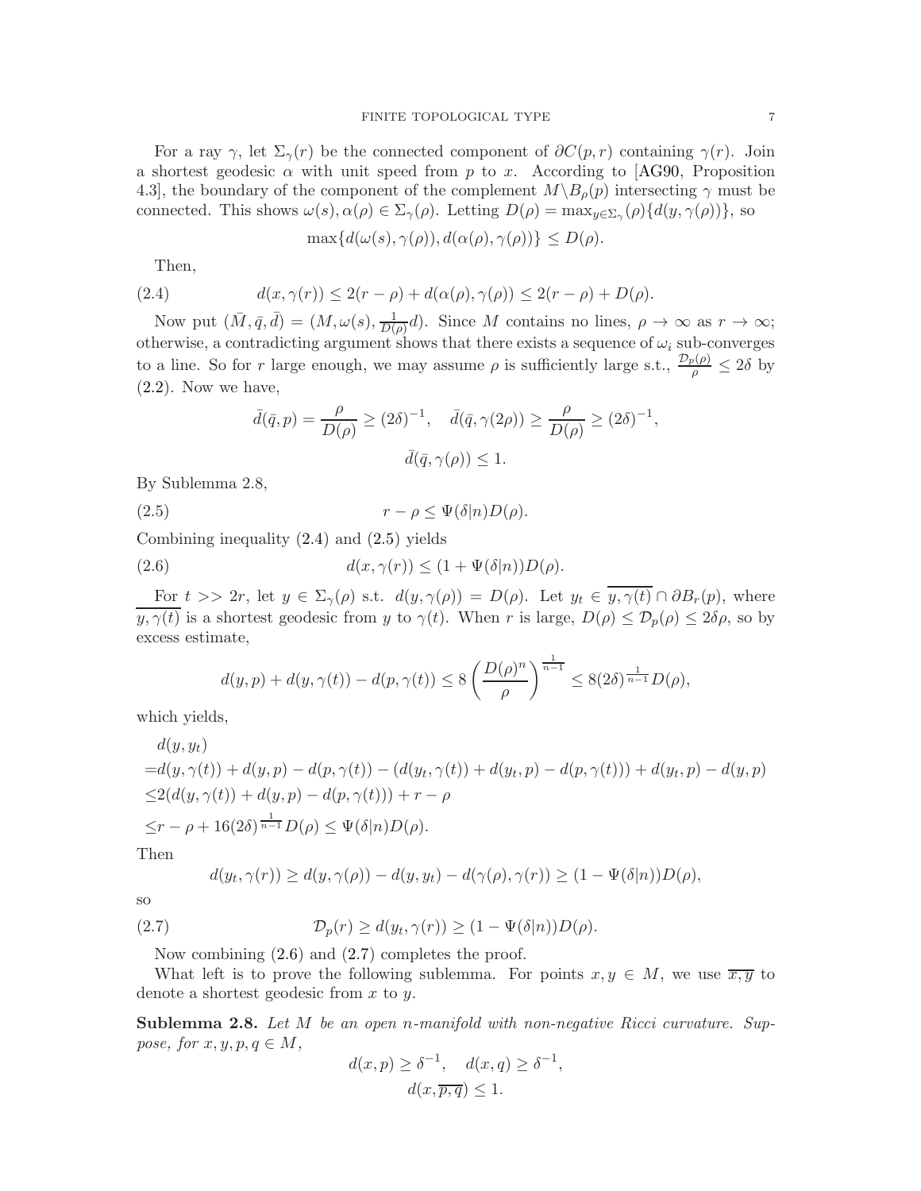For a ray $\gamma$, let $\Sigma_\gamma(r)$ be the connected component of $\partial C(p, r)$ containing $\gamma(r)$. Join a shortest geodesic $\alpha$ with unit speed from $p$ to $x$. According to [AG90, Proposition 4.3], the boundary of the component of the complement $M \backslash B_\rho(p)$ intersecting $\gamma$ must be connected. This shows $\omega(s), \alpha(\rho) \in \Sigma_\gamma(\rho)$. Letting $D(\rho) = \max_{y \in \Sigma_\gamma}(\rho)\{d(y, \gamma(\rho))\}$, so

$$\max\{d(\omega(s), \gamma(\rho)), d(\alpha(\rho), \gamma(\rho))\} \leq D(\rho).$$

Then,

$$d(x, \gamma(r)) \leq 2(r - \rho) + d(\alpha(\rho), \gamma(\rho)) \leq 2(r - \rho) + D(\rho). \tag{2.4}$$

Now put $(\bar{M}, \bar{q}, \bar{d}) = (M, \omega(s), \frac{1}{D(\rho)} d)$. Since $M$ contains no lines, $\rho \to \infty$ as $r \to \infty$; otherwise, a contradicting argument shows that there exists a sequence of $\omega_i$ sub-converges to a line. So for $r$ large enough, we may assume $\rho$ is sufficiently large s.t., $\frac{\mathcal{D}_p(\rho)}{\rho} \leq 2\delta$ by (2.2). Now we have,

$$\bar{d}(\bar{q}, p) = \frac{\rho}{D(\rho)} \geq (2\delta)^{-1}, \quad \bar{d}(\bar{q}, \gamma(2\rho)) \geq \frac{\rho}{D(\rho)} \geq (2\delta)^{-1},$$

$$\bar{d}(\bar{q}, \gamma(\rho)) \leq 1.$$

By Sublemma 2.8,

$$r - \rho \leq \Psi(\delta | n) D(\rho). \tag{2.5}$$

Combining inequality (2.4) and (2.5) yields

$$d(x, \gamma(r)) \leq (1 + \Psi(\delta | n)) D(\rho). \tag{2.6}$$

For $t >> 2r$, let $y \in \Sigma_\gamma(\rho)$ s.t. $d(y, \gamma(\rho)) = D(\rho)$. Let $y_t \in \overline{y, \gamma(t)} \cap \partial B_r(p)$, where $\overline{y, \gamma(t)}$ is a shortest geodesic from $y$ to $\gamma(t)$. When $r$ is large, $D(\rho) \leq \mathcal{D}_p(\rho) \leq 2\delta\rho$, so by excess estimate,

$$d(y, p) + d(y, \gamma(t)) - d(p, \gamma(t)) \leq 8 \left( \frac{D(\rho)^n}{\rho} \right)^{\frac{1}{n-1}} \leq 8(2\delta)^{\frac{1}{n-1}} D(\rho),$$

which yields,

$$\begin{aligned}
& d(y, y_t) \\
=& d(y, \gamma(t)) + d(y, p) - d(p, \gamma(t)) - (d(y_t, \gamma(t)) + d(y_t, p) - d(p, \gamma(t))) + d(y_t, p) - d(y, p) \\
\leq& 2(d(y, \gamma(t)) + d(y, p) - d(p, \gamma(t))) + r - \rho \\
\leq& r - \rho + 16(2\delta)^{\frac{1}{n-1}} D(\rho) \leq \Psi(\delta | n) D(\rho).
\end{aligned}$$

Then

$$d(y_t, \gamma(r)) \geq d(y, \gamma(\rho)) - d(y, y_t) - d(\gamma(\rho), \gamma(r)) \geq (1 - \Psi(\delta | n)) D(\rho),$$

so

$$\mathcal{D}_p(r) \geq d(y_t, \gamma(r)) \geq (1 - \Psi(\delta | n)) D(\rho). \tag{2.7}$$

Now combining (2.6) and (2.7) completes the proof.

What left is to prove the following sublemma. For points $x, y \in M$, we use $\overline{x, y}$ to denote a shortest geodesic from $x$ to $y$.

**Sublemma 2.8.** *Let $M$ be an open $n$-manifold with non-negative Ricci curvature. Suppose, for $x, y, p, q \in M$,*

$$d(x, p) \geq \delta^{-1}, \quad d(x, q) \geq \delta^{-1},$$

$$d(x, \overline{p, q}) \leq 1.$$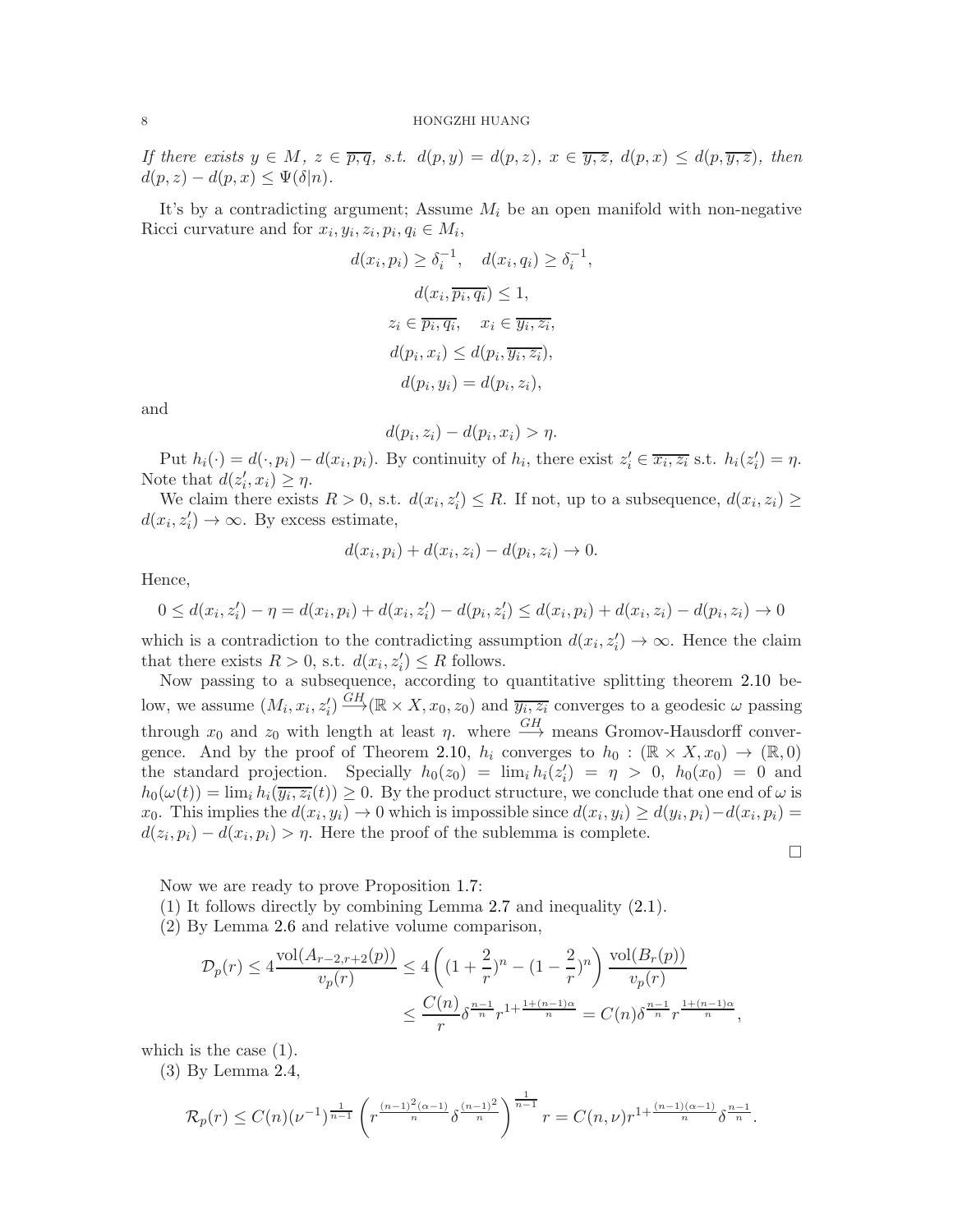*If there exists $y \in M$, $z \in \overline{p,q}$, s.t. $d(p,y) = d(p,z)$, $x \in \overline{y,z}$, $d(p,x) \le d(p,\overline{y,z})$, then $d(p,z) - d(p,x) \le \Psi(\delta|n)$.*

It's by a contradicting argument; Assume $M_i$ be an open manifold with non-negative Ricci curvature and for $x_i, y_i, z_i, p_i, q_i \in M_i$,

$$d(x_i, p_i) \ge \delta_i^{-1}, \quad d(x_i, q_i) \ge \delta_i^{-1},$$

$$d(x_i, \overline{p_i, q_i}) \le 1,$$

$$z_i \in \overline{p_i, q_i}, \quad x_i \in \overline{y_i, z_i},$$

$$d(p_i, x_i) \le d(p_i, \overline{y_i, z_i}),$$

$$d(p_i, y_i) = d(p_i, z_i),$$

and

$$d(p_i, z_i) - d(p_i, x_i) > \eta.$$

Put $h_i(\cdot) = d(\cdot, p_i) - d(x_i, p_i)$. By continuity of $h_i$, there exist $z_i' \in \overline{x_i, z_i}$ s.t. $h_i(z_i') = \eta$. Note that $d(z_i', x_i) \ge \eta$.

We claim there exists $R > 0$, s.t. $d(x_i, z_i') \le R$. If not, up to a subsequence, $d(x_i, z_i) \ge d(x_i, z_i') \to \infty$. By excess estimate,

$$d(x_i, p_i) + d(x_i, z_i) - d(p_i, z_i) \to 0.$$

Hence,

$$0 \le d(x_i, z_i') - \eta = d(x_i, p_i) + d(x_i, z_i') - d(p_i, z_i') \le d(x_i, p_i) + d(x_i, z_i) - d(p_i, z_i) \to 0$$

which is a contradiction to the contradicting assumption $d(x_i, z_i') \to \infty$. Hence the claim that there exists $R > 0$, s.t. $d(x_i, z_i') \le R$ follows.

Now passing to a subsequence, according to quantitative splitting theorem 2.10 below, we assume $(M_i, x_i, z_i') \xrightarrow{GH} (\mathbb{R} \times X, x_0, z_0)$ and $\overline{y_i, z_i}$ converges to a geodesic $\omega$ passing through $x_0$ and $z_0$ with length at least $\eta$. where $\xrightarrow{GH}$ means Gromov-Hausdorff convergence. And by the proof of Theorem 2.10, $h_i$ converges to $h_0 : (\mathbb{R} \times X, x_0) \to (\mathbb{R}, 0)$ the standard projection. Specially $h_0(z_0) = \lim_i h_i(z_i') = \eta > 0$, $h_0(x_0) = 0$ and $h_0(\omega(t)) = \lim_i h_i(\overline{y_i, z_i}(t)) \ge 0$. By the product structure, we conclude that one end of $\omega$ is $x_0$. This implies the $d(x_i, y_i) \to 0$ which is impossible since $d(x_i, y_i) \ge d(y_i, p_i) - d(x_i, p_i) = d(z_i, p_i) - d(x_i, p_i) > \eta$. Here the proof of the sublemma is complete.

□

Now we are ready to prove Proposition 1.7:

(1) It follows directly by combining Lemma 2.7 and inequality (2.1).

(2) By Lemma 2.6 and relative volume comparison,

$$\begin{aligned}
\mathcal{D}_p(r) \le 4\frac{\mathrm{vol}(A_{r-2,r+2}(p))}{v_p(r)} &\le 4\left((1+\frac{2}{r})^n - (1-\frac{2}{r})^n\right)\frac{\mathrm{vol}(B_r(p))}{v_p(r)} \\
&\le \frac{C(n)}{r}\delta^{\frac{n-1}{n}} r^{1+\frac{1+(n-1)\alpha}{n}} = C(n)\delta^{\frac{n-1}{n}} r^{\frac{1+(n-1)\alpha}{n}},
\end{aligned}$$

which is the case (1).

(3) By Lemma 2.4,

$$\mathcal{R}_p(r) \le C(n)(\nu^{-1})^{\frac{1}{n-1}}\left(r^{\frac{(n-1)^2(\alpha-1)}{n}}\delta^{\frac{(n-1)^2}{n}}\right)^{\frac{1}{n-1}} r = C(n,\nu) r^{1+\frac{(n-1)(\alpha-1)}{n}}\delta^{\frac{n-1}{n}}.$$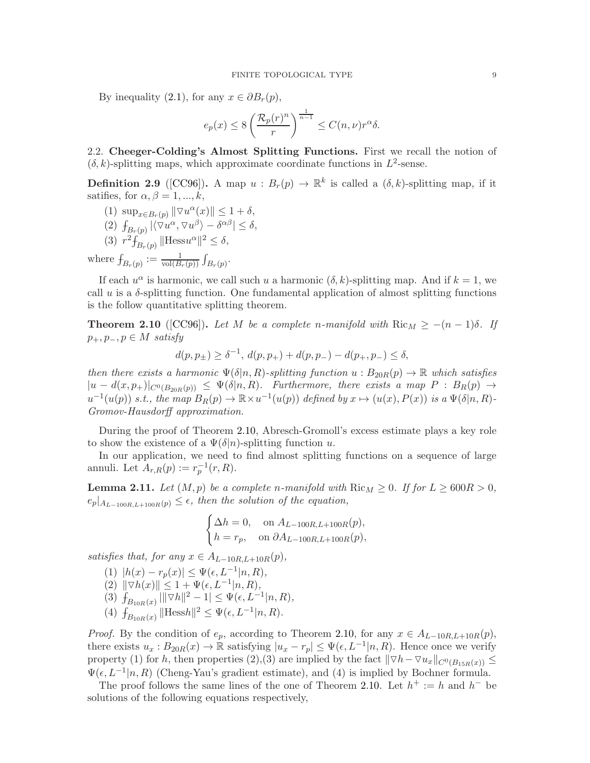By inequality (2.1), for any $x \in \partial B_r(p)$,

$$e_p(x) \leq 8\left(\frac{\mathcal{R}_p(r)^n}{r}\right)^{\frac{1}{n-1}} \leq C(n,\nu) r^{\alpha}\delta.$$

### 2.2. Cheeger-Colding's Almost Splitting Functions.

First we recall the notion of $(\delta, k)$-splitting maps, which approximate coordinate functions in $L^2$-sense.

**Definition 2.9** ([CC96]). A map $u : B_r(p) \to \mathbb{R}^k$ is called a $(\delta, k)$-splitting map, if it satisfies, for $\alpha, \beta = 1, ..., k$,

1. $\sup_{x\in B_r(p)} \|\nabla u^\alpha(x)\| \leq 1+\delta$,
2. $⨍_{B_r(p)} |\langle \nabla u^\alpha, \nabla u^\beta\rangle - \delta^{\alpha\beta}| \leq \delta$,
3. $r^2 ⨍_{B_r(p)} \|\mathrm{Hess} u^\alpha\|^2 \leq \delta$,

where $⨍_{B_r(p)} := \frac{1}{\mathrm{vol}(B_r(p))}\int_{B_r(p)}$.

If each $u^\alpha$ is harmonic, we call such $u$ a harmonic $(\delta, k)$-splitting map. And if $k = 1$, we call $u$ is a $\delta$-splitting function. One fundamental application of almost splitting functions is the follow quantitative splitting theorem.

**Theorem 2.10** ([CC96]). *Let $M$ be a complete $n$-manifold with $\mathrm{Ric}_M \geq -(n-1)\delta$. If $p_+, p_-, p \in M$ satisfy*

$$d(p, p_\pm) \geq \delta^{-1},\ d(p,p_+) + d(p,p_-) - d(p_+,p_-) \leq \delta,$$

*then there exists a harmonic $\Psi(\delta|n,R)$-splitting function $u : B_{20R}(p) \to \mathbb{R}$ which satisfies $|u - d(x,p_+)|_{C^0(B_{20R}(p))} \leq \Psi(\delta|n,R)$. Furthermore, there exists a map $P : B_R(p) \to u^{-1}(u(p))$ s.t., the map $B_R(p) \to \mathbb{R}\times u^{-1}(u(p))$ defined by $x \mapsto (u(x), P(x))$ is a $\Psi(\delta|n,R)$-Gromov-Hausdorff approximation.*

During the proof of Theorem 2.10, Abresch-Gromoll's excess estimate plays a key role to show the existence of a $\Psi(\delta|n)$-splitting function $u$.

In our application, we need to find almost splitting functions on a sequence of large annuli. Let $A_{r,R}(p) := r_p^{-1}(r,R)$.

**Lemma 2.11.** *Let $(M,p)$ be a complete $n$-manifold with $\mathrm{Ric}_M \geq 0$. If for $L \geq 600R > 0$, $e_p|_{A_{L-100R,L+100R}(p)} \leq \epsilon$, then the solution of the equation,*

$$\begin{cases} \Delta h = 0, & \text{on } A_{L-100R,L+100R}(p), \\ h = r_p, & \text{on } \partial A_{L-100R,L+100R}(p), \end{cases}$$

*satisfies that, for any $x \in A_{L-10R,L+10R}(p)$,*

1. $|h(x) - r_p(x)| \leq \Psi(\epsilon, L^{-1}|n,R)$,
2. $\|\nabla h(x)\| \leq 1 + \Psi(\epsilon, L^{-1}|n,R)$,
3. $⨍_{B_{10R}(x)} |\|\nabla h\|^2 - 1| \leq \Psi(\epsilon, L^{-1}|n,R)$,
4. $⨍_{B_{10R}(x)} \|\mathrm{Hess} h\|^2 \leq \Psi(\epsilon, L^{-1}|n,R)$.

*Proof.* By the condition of $e_p$, according to Theorem 2.10, for any $x \in A_{L-10R,L+10R}(p)$, there exists $u_x : B_{20R}(x) \to \mathbb{R}$ satisfying $|u_x - r_p| \leq \Psi(\epsilon, L^{-1}|n,R)$. Hence once we verify property (1) for $h$, then properties (2),(3) are implied by the fact $\|\nabla h - \nabla u_x\|_{C^0(B_{15R}(x))} \leq \Psi(\epsilon, L^{-1}|n,R)$ (Cheng-Yau's gradient estimate), and (4) is implied by Bochner formula.

The proof follows the same lines of the one of Theorem 2.10. Let $h^+ := h$ and $h^-$ be solutions of the following equations respectively,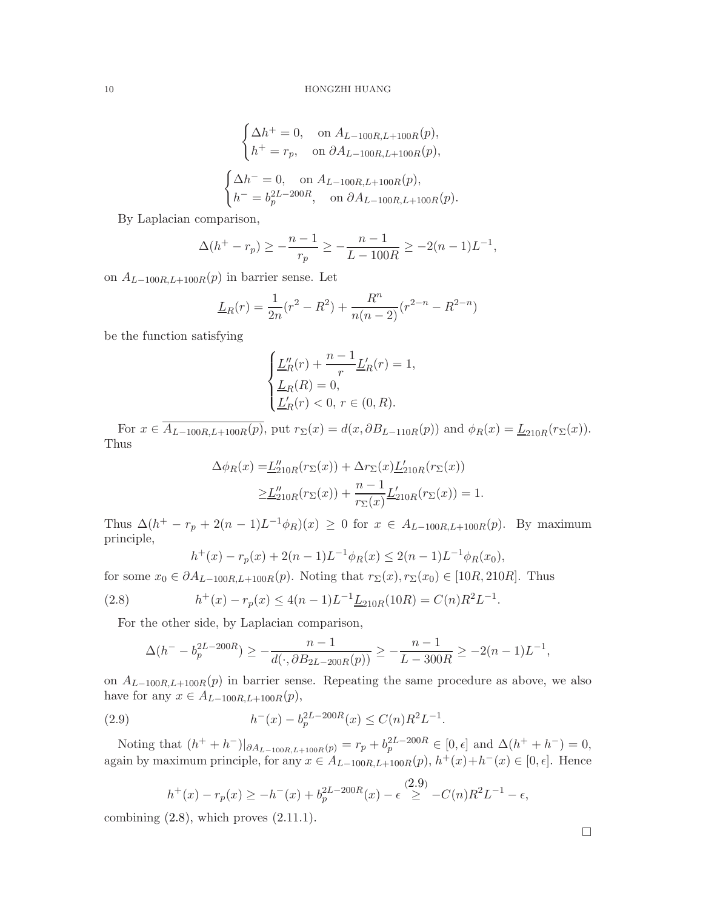$$\begin{cases} \Delta h^+ = 0, & \text{on } A_{L-100R,L+100R}(p), \\ h^+ = r_p, & \text{on } \partial A_{L-100R,L+100R}(p), \end{cases}$$

$$\begin{cases} \Delta h^- = 0, & \text{on } A_{L-100R,L+100R}(p), \\ h^- = b_p^{2L-200R}, & \text{on } \partial A_{L-100R,L+100R}(p). \end{cases}$$

By Laplacian comparison,

$$\Delta(h^+ - r_p) \geq -\frac{n-1}{r_p} \geq -\frac{n-1}{L-100R} \geq -2(n-1)L^{-1},$$

on $A_{L-100R,L+100R}(p)$ in barrier sense. Let

$$\underline{L}_R(r) = \frac{1}{2n}(r^2 - R^2) + \frac{R^n}{n(n-2)}(r^{2-n} - R^{2-n})$$

be the function satisfying

$$\begin{cases} \underline{L}_R''(r) + \dfrac{n-1}{r}\underline{L}_R'(r) = 1, \\ \underline{L}_R(R) = 0, \\ \underline{L}_R'(r) < 0, \ r \in (0, R). \end{cases}$$

For $x \in \overline{A_{L-100R,L+100R}(p)}$, put $r_\Sigma(x) = d(x, \partial B_{L-110R}(p))$ and $\phi_R(x) = \underline{L}_{210R}(r_\Sigma(x))$. Thus

$$\begin{aligned} \Delta\phi_R(x) =& \underline{L}_{210R}''(r_\Sigma(x)) + \Delta r_\Sigma(x)\underline{L}_{210R}'(r_\Sigma(x)) \\ \geq& \underline{L}_{210R}''(r_\Sigma(x)) + \frac{n-1}{r_\Sigma(x)}\underline{L}_{210R}'(r_\Sigma(x)) = 1. \end{aligned}$$

Thus $\Delta(h^+ - r_p + 2(n-1)L^{-1}\phi_R)(x) \geq 0$ for $x \in A_{L-100R,L+100R}(p)$. By maximum principle,

$$h^+(x) - r_p(x) + 2(n-1)L^{-1}\phi_R(x) \leq 2(n-1)L^{-1}\phi_R(x_0),$$

for some $x_0 \in \partial A_{L-100R,L+100R}(p)$. Noting that $r_\Sigma(x), r_\Sigma(x_0) \in [10R, 210R]$. Thus

$$h^+(x) - r_p(x) \leq 4(n-1)L^{-1}\underline{L}_{210R}(10R) = C(n)R^2L^{-1}. \tag{2.8}$$

For the other side, by Laplacian comparison,

$$\Delta(h^- - b_p^{2L-200R}) \geq -\frac{n-1}{d(\cdot, \partial B_{2L-200R}(p))} \geq -\frac{n-1}{L-300R} \geq -2(n-1)L^{-1},$$

on $A_{L-100R,L+100R}(p)$ in barrier sense. Repeating the same procedure as above, we also have for any $x \in A_{L-100R,L+100R}(p)$,

$$h^-(x) - b_p^{2L-200R}(x) \leq C(n)R^2L^{-1}. \tag{2.9}$$

Noting that $(h^+ + h^-)|_{\partial A_{L-100R,L+100R}(p)} = r_p + b_p^{2L-200R} \in [0, \epsilon]$ and $\Delta(h^+ + h^-) = 0$, again by maximum principle, for any $x \in A_{L-100R,L+100R}(p)$, $h^+(x) + h^-(x) \in [0, \epsilon]$. Hence

$$h^+(x) - r_p(x) \geq -h^-(x) + b_p^{2L-200R}(x) - \epsilon \overset{(2.9)}{\geq} -C(n)R^2L^{-1} - \epsilon,$$

combining (2.8), which proves (2.11.1).

□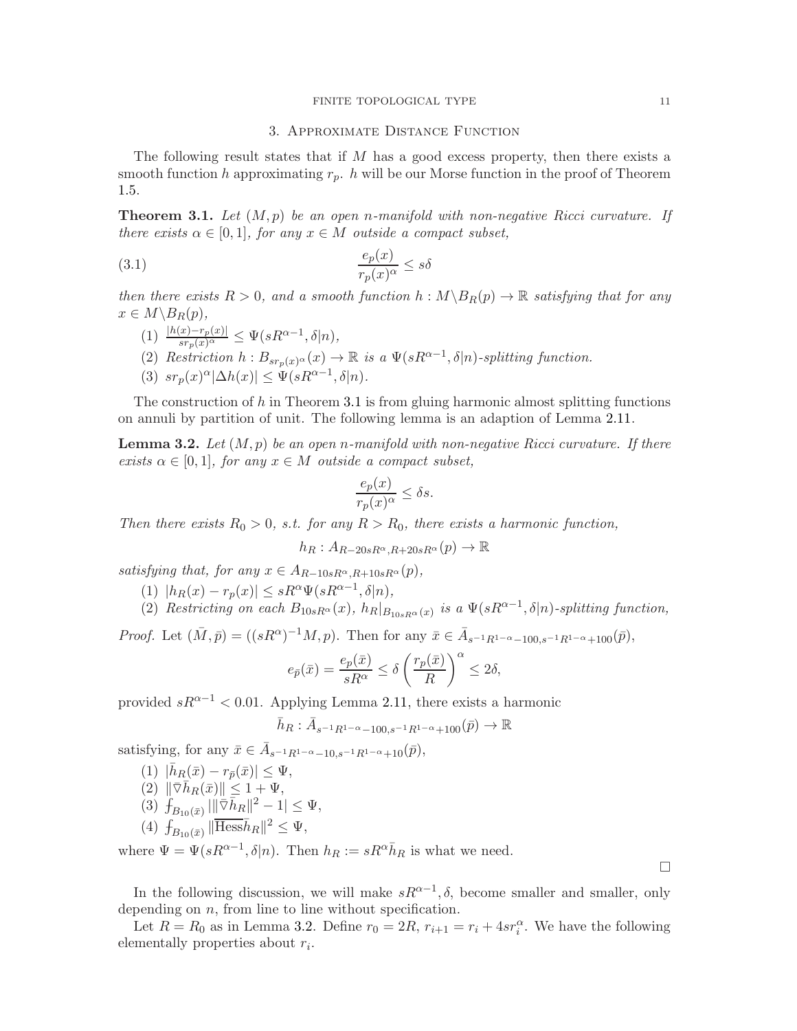## 3. Approximate Distance Function

The following result states that if $M$ has a good excess property, then there exists a smooth function $h$ approximating $r_p$. $h$ will be our Morse function in the proof of Theorem 1.5.

**Theorem 3.1.** *Let $(M, p)$ be an open $n$-manifold with non-negative Ricci curvature. If there exists $\alpha \in [0, 1]$, for any $x \in M$ outside a compact subset,*

$$\frac{e_p(x)}{r_p(x)^\alpha} \leq s\delta \tag{3.1}$$

*then there exists $R > 0$, and a smooth function $h : M \backslash B_R(p) \to \mathbb{R}$ satisfying that for any $x \in M \backslash B_R(p)$,*

1. $\frac{|h(x) - r_p(x)|}{sr_p(x)^\alpha} \leq \Psi(sR^{\alpha-1}, \delta|n)$,
2. *Restriction $h : B_{sr_p(x)^\alpha}(x) \to \mathbb{R}$ is a $\Psi(sR^{\alpha-1}, \delta|n)$-splitting function.*
3. $sr_p(x)^\alpha |\Delta h(x)| \leq \Psi(sR^{\alpha-1}, \delta|n)$.

The construction of $h$ in Theorem 3.1 is from gluing harmonic almost splitting functions on annuli by partition of unit. The following lemma is an adaption of Lemma 2.11.

**Lemma 3.2.** *Let $(M, p)$ be an open $n$-manifold with non-negative Ricci curvature. If there exists $\alpha \in [0, 1]$, for any $x \in M$ outside a compact subset,*

$$\frac{e_p(x)}{r_p(x)^\alpha} \leq \delta s.$$

*Then there exists $R_0 > 0$, s.t. for any $R > R_0$, there exists a harmonic function,*

$$h_R : A_{R-20sR^\alpha, R+20sR^\alpha}(p) \to \mathbb{R}$$

*satisfying that, for any $x \in A_{R-10sR^\alpha, R+10sR^\alpha}(p)$,*

1. $|h_R(x) - r_p(x)| \leq sR^\alpha \Psi(sR^{\alpha-1}, \delta|n)$,
2. *Restricting on each $B_{10sR^\alpha}(x)$, $h_R|_{B_{10sR^\alpha}(x)}$ is a $\Psi(sR^{\alpha-1}, \delta|n)$-splitting function,*

*Proof.* Let $(\bar{M}, \bar{p}) = ((sR^\alpha)^{-1}M, p)$. Then for any $\bar{x} \in \bar{A}_{s^{-1}R^{1-\alpha}-100, s^{-1}R^{1-\alpha}+100}(\bar{p})$,

$$e_{\bar{p}}(\bar{x}) = \frac{e_p(\bar{x})}{sR^\alpha} \leq \delta \left( \frac{r_p(\bar{x})}{R} \right)^\alpha \leq 2\delta,$$

provided $sR^{\alpha-1} < 0.01$. Applying Lemma 2.11, there exists a harmonic

$$\bar{h}_R : \bar{A}_{s^{-1}R^{1-\alpha}-100, s^{-1}R^{1-\alpha}+100}(\bar{p}) \to \mathbb{R}$$

satisfying, for any $\bar{x} \in \bar{A}_{s^{-1}R^{1-\alpha}-10, s^{-1}R^{1-\alpha}+10}(\bar{p})$,

1. $|\bar{h}_R(\bar{x}) - r_{\bar{p}}(\bar{x})| \leq \Psi$,
2. $\|\bar{\nabla} \bar{h}_R(\bar{x})\| \leq 1 + \Psi$,
3. $\fint_{B_{10}(\bar{x})} |\|\bar{\nabla} \bar{h}_R\|^2 - 1| \leq \Psi$,
4. $\fint_{B_{10}(\bar{x})} \|\overline{\mathrm{Hess}} \bar{h}_R\|^2 \leq \Psi$,

where $\Psi = \Psi(sR^{\alpha-1}, \delta|n)$. Then $h_R := sR^\alpha \bar{h}_R$ is what we need. $\square$

In the following discussion, we will make $sR^{\alpha-1}, \delta$, become smaller and smaller, only depending on $n$, from line to line without specification.

Let $R = R_0$ as in Lemma 3.2. Define $r_0 = 2R$, $r_{i+1} = r_i + 4sr_i^\alpha$. We have the following elementally properties about $r_i$.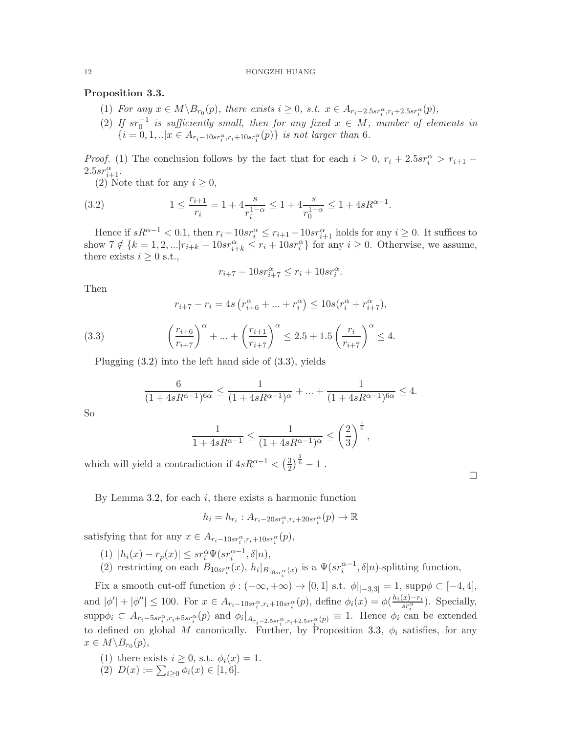**Proposition 3.3.**

1. *For any $x \in M \backslash B_{r_0}(p)$, there exists $i \geq 0$, s.t. $x \in A_{r_i - 2.5sr_i^\alpha, r_i + 2.5sr_i^\alpha}(p)$,*
2. *If $sr_0^{-1}$ is sufficiently small, then for any fixed $x \in M$, number of elements in $\{i = 0, 1, ..|x \in A_{r_i - 10sr_i^\alpha, r_i + 10sr_i^\alpha}(p)\}$ is not larger than 6.*

*Proof.* (1) The conclusion follows by the fact that for each $i \geq 0$, $r_i + 2.5sr_i^\alpha > r_{i+1} - 2.5sr_{i+1}^\alpha$.

(2) Note that for any $i \geq 0$,

$$1 \leq \frac{r_{i+1}}{r_i} = 1 + 4\frac{s}{r_i^{1-\alpha}} \leq 1 + 4\frac{s}{r_0^{1-\alpha}} \leq 1 + 4sR^{\alpha-1}. \tag{3.2}$$

Hence if $sR^{\alpha-1} < 0.1$, then $r_i - 10sr_i^\alpha \leq r_{i+1} - 10sr_{i+1}^\alpha$ holds for any $i \geq 0$. It suffices to show $7 \notin \{k = 1, 2, ...|r_{i+k} - 10sr_{i+k}^\alpha \leq r_i + 10sr_i^\alpha\}$ for any $i \geq 0$. Otherwise, we assume, there exists $i \geq 0$ s.t.,

$$r_{i+7} - 10sr_{i+7}^\alpha \leq r_i + 10sr_i^\alpha.$$

Then

$$r_{i+7} - r_i = 4s\left(r_{i+6}^\alpha + ... + r_i^\alpha\right) \leq 10s(r_i^\alpha + r_{i+7}^\alpha),$$

$$\left(\frac{r_{i+6}}{r_{i+7}}\right)^\alpha + ... + \left(\frac{r_{i+1}}{r_{i+7}}\right)^\alpha \leq 2.5 + 1.5\left(\frac{r_i}{r_{i+7}}\right)^\alpha \leq 4. \tag{3.3}$$

Plugging (3.2) into the left hand side of (3.3), yields

$$\frac{6}{(1 + 4sR^{\alpha-1})^{6\alpha}} \leq \frac{1}{(1 + 4sR^{\alpha-1})^\alpha} + ... + \frac{1}{(1 + 4sR^{\alpha-1})^{6\alpha}} \leq 4.$$

So

$$\frac{1}{1 + 4sR^{\alpha-1}} \leq \frac{1}{(1 + 4sR^{\alpha-1})^\alpha} \leq \left(\frac{2}{3}\right)^{\frac{1}{6}},$$

which will yield a contradiction if $4sR^{\alpha-1} < \left(\frac{3}{2}\right)^{\frac{1}{6}} - 1$ . $\square$

By Lemma 3.2, for each $i$, there exists a harmonic function

$$h_i = h_{r_i} : A_{r_i - 20sr_i^\alpha, r_i + 20sr_i^\alpha}(p) \to \mathbb{R}$$

satisfying that for any $x \in A_{r_i - 10sr_i^\alpha, r_i + 10sr_i^\alpha}(p)$,

1. $|h_i(x) - r_p(x)| \leq sr_i^\alpha \Psi(sr_i^{\alpha-1}, \delta|n)$,
2. restricting on each $B_{10sr_i^\alpha}(x)$, $h_i|_{B_{10sr_i^\alpha}(x)}$ is a $\Psi(sr_i^{\alpha-1}, \delta|n)$-splitting function,

Fix a smooth cut-off function $\phi : (-\infty, +\infty) \to [0, 1]$ s.t. $\phi|_{[-3,3]} = 1$, supp$\phi \subset [-4, 4]$, and $|\phi'| + |\phi''| \leq 100$. For $x \in A_{r_i - 10sr_i^\alpha, r_i + 10sr_i^\alpha}(p)$, define $\phi_i(x) = \phi(\frac{h_i(x) - r_i}{sr_i^\alpha})$. Specially, supp$\phi_i \subset A_{r_i - 5sr_i^\alpha, r_i + 5sr_i^\alpha}(p)$ and $\phi_i|_{A_{r_i - 2.5sr_i^\alpha, r_i + 2.5sr_i^\alpha}(p)} \equiv 1$. Hence $\phi_i$ can be extended to defined on global $M$ canonically. Further, by Proposition 3.3, $\phi_i$ satisfies, for any $x \in M \backslash B_{r_0}(p)$,

1. there exists $i \geq 0$, s.t. $\phi_i(x) = 1$.
2. $D(x) := \sum_{i \geq 0} \phi_i(x) \in [1, 6]$.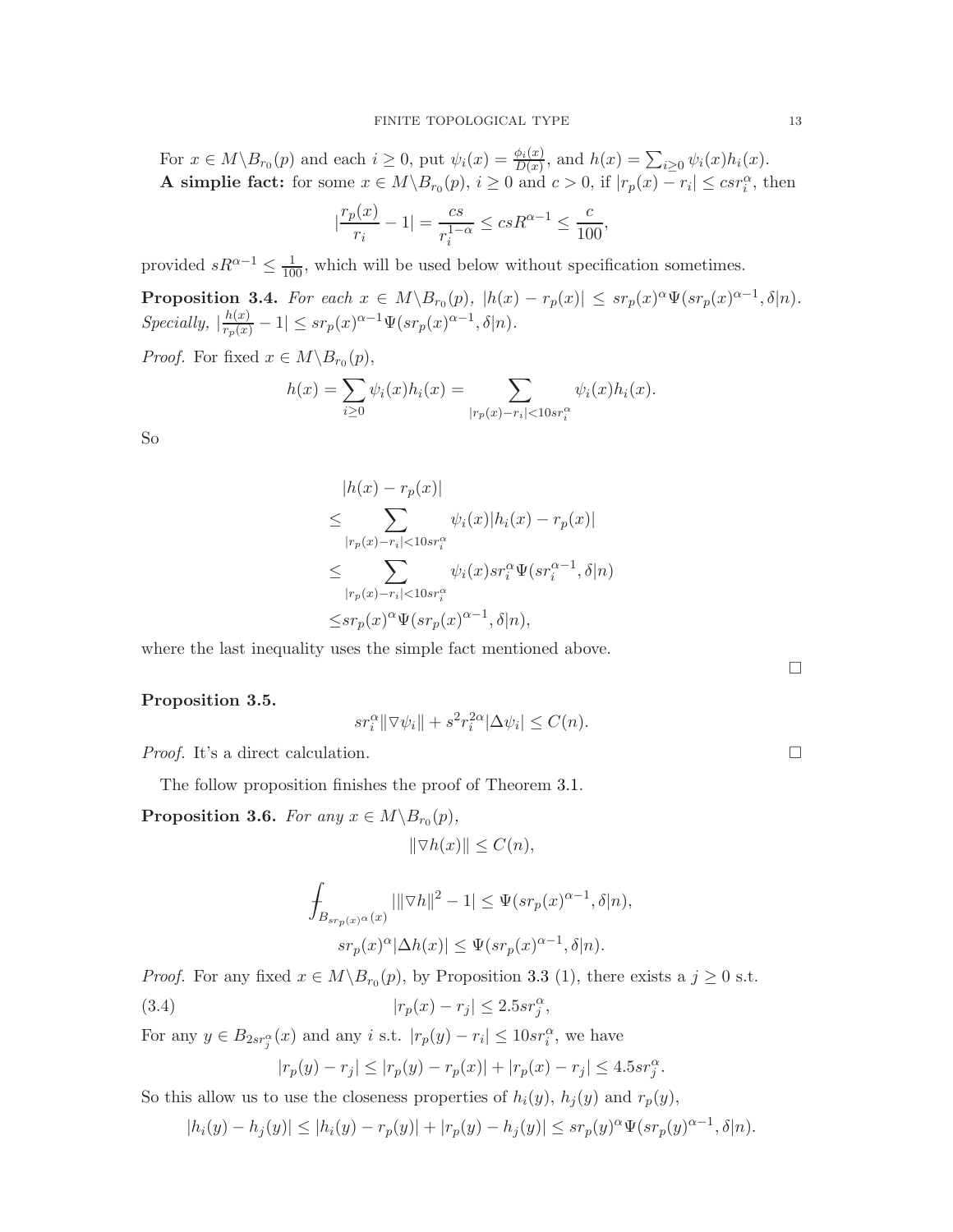For $x \in M \backslash B_{r_0}(p)$ and each $i \geq 0$, put $\psi_i(x) = \frac{\phi_i(x)}{D(x)}$, and $h(x) = \sum_{i \geq 0} \psi_i(x) h_i(x)$.

**A simplie fact:** for some $x \in M \backslash B_{r_0}(p)$, $i \geq 0$ and $c > 0$, if $|r_p(x) - r_i| \leq c s r_i^\alpha$, then

$$|\frac{r_p(x)}{r_i} - 1| = \frac{cs}{r_i^{1-\alpha}} \leq c s R^{\alpha - 1} \leq \frac{c}{100},$$

provided $sR^{\alpha-1} \leq \frac{1}{100}$, which will be used below without specification sometimes.

**Proposition 3.4.** *For each $x \in M \backslash B_{r_0}(p)$, $|h(x) - r_p(x)| \leq s r_p(x)^\alpha \Psi(s r_p(x)^{\alpha-1}, \delta | n)$. Specially, $|\frac{h(x)}{r_p(x)} - 1| \leq s r_p(x)^{\alpha - 1} \Psi(s r_p(x)^{\alpha-1}, \delta | n)$.*

*Proof.* For fixed $x \in M \backslash B_{r_0}(p)$,

$$h(x) = \sum_{i \geq 0} \psi_i(x) h_i(x) = \sum_{|r_p(x) - r_i| < 10 s r_i^\alpha} \psi_i(x) h_i(x).$$

So

$$\begin{aligned}
&|h(x) - r_p(x)| \\
\leq & \sum_{|r_p(x) - r_i| < 10 s r_i^\alpha} \psi_i(x) |h_i(x) - r_p(x)| \\
\leq & \sum_{|r_p(x) - r_i| < 10 s r_i^\alpha} \psi_i(x) s r_i^\alpha \Psi(s r_i^{\alpha-1}, \delta | n) \\
\leq & s r_p(x)^\alpha \Psi(s r_p(x)^{\alpha - 1}, \delta | n),
\end{aligned}$$

where the last inequality uses the simple fact mentioned above. $\square$

**Proposition 3.5.**

$$s r_i^\alpha \|\nabla \psi_i\| + s^2 r_i^{2\alpha} |\Delta \psi_i| \leq C(n).$$

*Proof.* It's a direct calculation. $\square$

The follow proposition finishes the proof of Theorem 3.1.

**Proposition 3.6.** *For any $x \in M \backslash B_{r_0}(p)$,*

$$\|\nabla h(x)\| \leq C(n),$$

$$\fint_{B_{s r_p(x)^\alpha}(x)} |\|\nabla h\|^2 - 1| \leq \Psi(s r_p(x)^{\alpha-1}, \delta | n),$$

$$s r_p(x)^\alpha |\Delta h(x)| \leq \Psi(s r_p(x)^{\alpha - 1}, \delta | n).$$

*Proof.* For any fixed $x \in M \backslash B_{r_0}(p)$, by Proposition 3.3 (1), there exists a $j \geq 0$ s.t.

$$|r_p(x) - r_j| \leq 2.5 s r_j^\alpha, \tag{3.4}$$

For any $y \in B_{2 s r_j^\alpha}(x)$ and any $i$ s.t. $|r_p(y) - r_i| \leq 10 s r_i^\alpha$, we have

$$|r_p(y) - r_j| \leq |r_p(y) - r_p(x)| + |r_p(x) - r_j| \leq 4.5 s r_j^\alpha.$$

So this allow us to use the closeness properties of $h_i(y)$, $h_j(y)$ and $r_p(y)$,

$$|h_i(y) - h_j(y)| \leq |h_i(y) - r_p(y)| + |r_p(y) - h_j(y)| \leq s r_p(y)^\alpha \Psi(s r_p(y)^{\alpha-1}, \delta | n).$$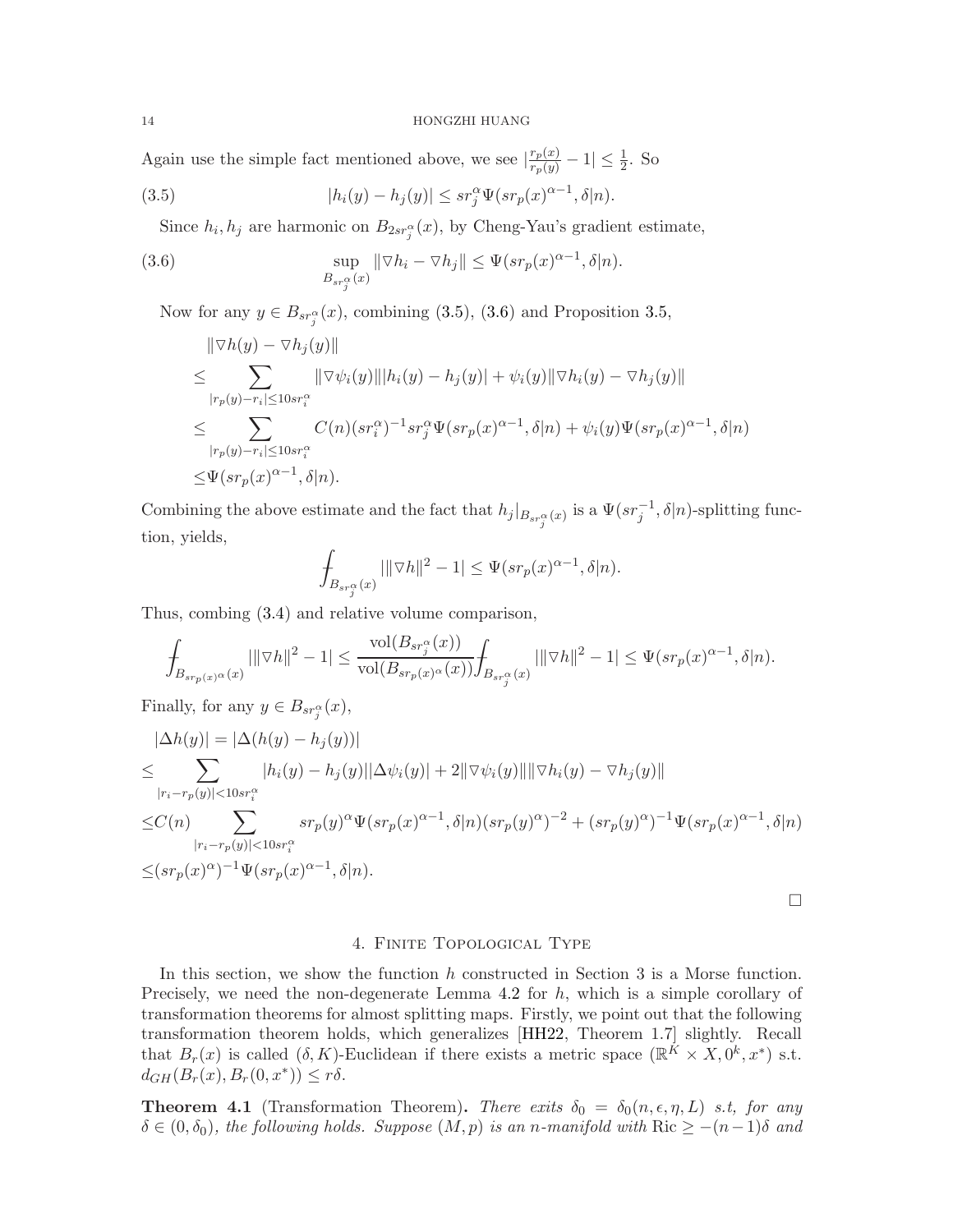Again use the simple fact mentioned above, we see $|\frac{r_p(x)}{r_p(y)} - 1| \leq \frac{1}{2}$. So

$$|h_i(y) - h_j(y)| \leq sr_j^\alpha \Psi(sr_p(x)^{\alpha-1}, \delta|n). \tag{3.5}$$

Since $h_i, h_j$ are harmonic on $B_{2sr_j^\alpha}(x)$, by Cheng-Yau's gradient estimate,

$$\sup_{B_{sr_j^\alpha}(x)} \|\nabla h_i - \nabla h_j\| \leq \Psi(sr_p(x)^{\alpha-1}, \delta|n). \tag{3.6}$$

Now for any $y \in B_{sr_j^\alpha}(x)$, combining (3.5), (3.6) and Proposition 3.5,

$$\begin{aligned}
&\|\nabla h(y) - \nabla h_j(y)\| \\
\leq &\sum_{|r_p(y)-r_i|\leq 10sr_i^\alpha} \|\nabla\psi_i(y)\||h_i(y) - h_j(y)| + \psi_i(y)\|\nabla h_i(y) - \nabla h_j(y)\| \\
\leq &\sum_{|r_p(y)-r_i|\leq 10sr_i^\alpha} C(n)(sr_i^\alpha)^{-1} sr_j^\alpha \Psi(sr_p(x)^{\alpha-1}, \delta|n) + \psi_i(y)\Psi(sr_p(x)^{\alpha-1}, \delta|n) \\
\leq &\Psi(sr_p(x)^{\alpha-1}, \delta|n).
\end{aligned}$$

Combining the above estimate and the fact that $h_j|_{B_{sr_j^\alpha}(x)}$ is a $\Psi(sr_j^{-1}, \delta|n)$-splitting function, yields,

$$⨍_{B_{sr_j^\alpha}(x)} |\|\nabla h\|^2 - 1| \leq \Psi(sr_p(x)^{\alpha-1}, \delta|n).$$

Thus, combing (3.4) and relative volume comparison,

$$⨍_{B_{sr_p(x)^\alpha}(x)} |\|\nabla h\|^2 - 1| \leq \frac{\mathrm{vol}(B_{sr_j^\alpha}(x))}{\mathrm{vol}(B_{sr_p(x)^\alpha}(x))} ⨍_{B_{sr_j^\alpha}(x)} |\|\nabla h\|^2 - 1| \leq \Psi(sr_p(x)^{\alpha-1}, \delta|n).$$

Finally, for any $y \in B_{sr_j^\alpha}(x)$,

$$\begin{aligned}
&|\Delta h(y)| = |\Delta(h(y) - h_j(y))| \\
\leq &\sum_{|r_i - r_p(y)|<10sr_i^\alpha} |h_i(y) - h_j(y)||\Delta\psi_i(y)| + 2\|\nabla\psi_i(y)\|\|\nabla h_i(y) - \nabla h_j(y)\| \\
\leq &C(n) \sum_{|r_i - r_p(y)|<10sr_i^\alpha} sr_p(y)^\alpha \Psi(sr_p(x)^{\alpha-1}, \delta|n)(sr_p(y)^\alpha)^{-2} + (sr_p(y)^\alpha)^{-1}\Psi(sr_p(x)^{\alpha-1}, \delta|n) \\
\leq &(sr_p(x)^\alpha)^{-1}\Psi(sr_p(x)^{\alpha-1}, \delta|n).
\end{aligned}$$

□

## 4. Finite Topological Type

In this section, we show the function $h$ constructed in Section 3 is a Morse function. Precisely, we need the non-degenerate Lemma 4.2 for $h$, which is a simple corollary of transformation theorems for almost splitting maps. Firstly, we point out that the following transformation theorem holds, which generalizes [HH22, Theorem 1.7] slightly. Recall that $B_r(x)$ is called $(\delta, K)$-Euclidean if there exists a metric space $(\mathbb{R}^K \times X, 0^k, x^*)$ s.t. $d_{GH}(B_r(x), B_r(0, x^*)) \leq r\delta$.

**Theorem 4.1** (Transformation Theorem)**.** *There exits $\delta_0 = \delta_0(n, \epsilon, \eta, L)$ s.t, for any $\delta \in (0, \delta_0)$, the following holds. Suppose $(M, p)$ is an $n$-manifold with $\mathrm{Ric} \geq -(n-1)\delta$ and*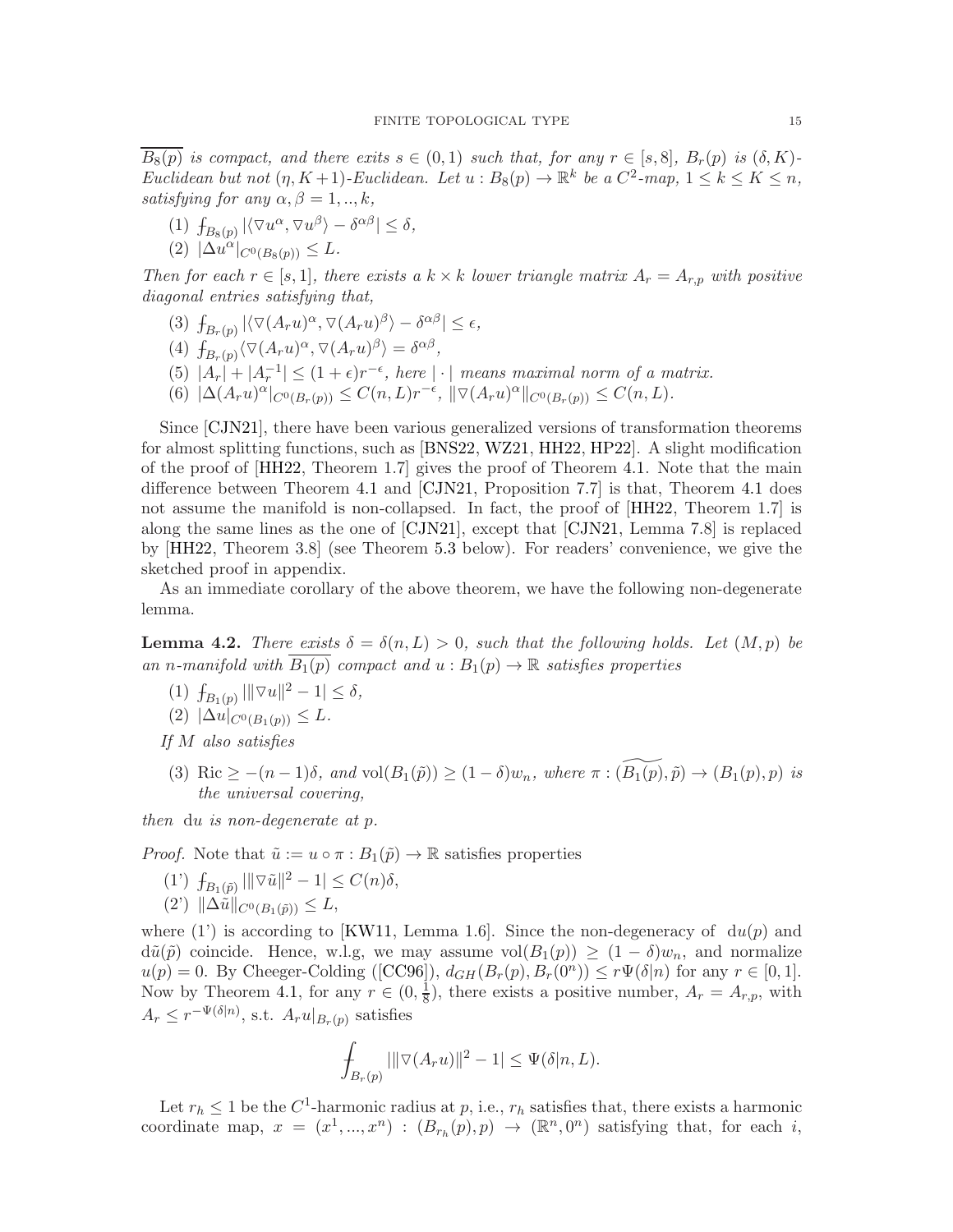$\overline{B_8(p)}$ *is compact, and there exits* $s \in (0,1)$ *such that, for any* $r \in [s, 8]$, $B_r(p)$ *is* $(\delta, K)$*-Euclidean but not* $(\eta, K+1)$*-Euclidean. Let* $u : B_8(p) \to \mathbb{R}^k$ *be a* $C^2$*-map,* $1 \le k \le K \le n$*, satisfying for any* $\alpha, \beta = 1, .., k$*,*

(1) $⨍_{B_8(p)} |\langle \nabla u^\alpha, \nabla u^\beta \rangle - \delta^{\alpha\beta}| \le \delta$,

(2) $|\Delta u^\alpha|_{C^0(B_8(p))} \le L$.

*Then for each* $r \in [s, 1]$*, there exists a* $k \times k$ *lower triangle matrix* $A_r = A_{r,p}$ *with positive diagonal entries satisfying that,*

(3) $⨍_{B_r(p)} |\langle \nabla (A_r u)^\alpha, \nabla (A_r u)^\beta \rangle - \delta^{\alpha\beta}| \le \epsilon$,

(4) $⨍_{B_r(p)} \langle \nabla (A_r u)^\alpha, \nabla (A_r u)^\beta \rangle = \delta^{\alpha\beta}$,

(5) $|A_r| + |A_r^{-1}| \le (1+\epsilon) r^{-\epsilon}$*, here* $|\cdot|$ *means maximal norm of a matrix.*

(6) $|\Delta (A_r u)^\alpha|_{C^0(B_r(p))} \le C(n, L) r^{-\epsilon}$, $\|\nabla (A_r u)^\alpha\|_{C^0(B_r(p))} \le C(n, L)$.

Since [CJN21], there have been various generalized versions of transformation theorems for almost splitting functions, such as [BNS22, WZ21, HH22, HP22]. A slight modification of the proof of [HH22, Theorem 1.7] gives the proof of Theorem 4.1. Note that the main difference between Theorem 4.1 and [CJN21, Proposition 7.7] is that, Theorem 4.1 does not assume the manifold is non-collapsed. In fact, the proof of [HH22, Theorem 1.7] is along the same lines as the one of [CJN21], except that [CJN21, Lemma 7.8] is replaced by [HH22, Theorem 3.8] (see Theorem 5.3 below). For readers' convenience, we give the sketched proof in appendix.

As an immediate corollary of the above theorem, we have the following non-degenerate lemma.

**Lemma 4.2.** *There exists* $\delta = \delta(n, L) > 0$*, such that the following holds. Let* $(M, p)$ *be an* $n$*-manifold with* $\overline{B_1(p)}$ *compact and* $u : B_1(p) \to \mathbb{R}$ *satisfies properties*

(1) $⨍_{B_1(p)} ||\|\nabla u\|^2 - 1| \le \delta$,

(2) $|\Delta u|_{C^0(B_1(p))} \le L$.

*If* $M$ *also satisfies*

(3) $\mathrm{Ric} \ge -(n-1)\delta$*, and* $\mathrm{vol}(B_1(\tilde{p})) \ge (1-\delta) w_n$*, where* $\pi : (\widetilde{B_1(p)}, \tilde{p}) \to (B_1(p), p)$ *is the universal covering,*

*then* $\mathrm{d}u$ *is non-degenerate at* $p$*.*

*Proof.* Note that $\tilde{u} := u \circ \pi : B_1(\tilde{p}) \to \mathbb{R}$ satisfies properties

(1') $⨍_{B_1(\tilde{p})} ||\|\nabla \tilde{u}\|^2 - 1| \le C(n)\delta$,

(2') $\|\Delta \tilde{u}\|_{C^0(B_1(\tilde{p}))} \le L$,

where (1') is according to [KW11, Lemma 1.6]. Since the non-degeneracy of $\mathrm{d}u(p)$ and $\mathrm{d}\tilde{u}(\tilde{p})$ coincide. Hence, w.l.g, we may assume $\mathrm{vol}(B_1(p)) \ge (1-\delta) w_n$, and normalize $u(p) = 0$. By Cheeger-Colding ([CC96]), $d_{GH}(B_r(p), B_r(0^n)) \le r\Psi(\delta|n)$ for any $r \in [0, 1]$. Now by Theorem 4.1, for any $r \in (0, \frac{1}{8})$, there exists a positive number, $A_r = A_{r,p}$, with $A_r \le r^{-\Psi(\delta|n)}$, s.t. $A_r u|_{B_r(p)}$ satisfies

$$⨍_{B_r(p)} ||\|\nabla (A_r u)\|^2 - 1| \le \Psi(\delta|n, L).$$

Let $r_h \le 1$ be the $C^1$-harmonic radius at $p$, i.e., $r_h$ satisfies that, there exists a harmonic coordinate map, $x = (x^1, ..., x^n) : (B_{r_h}(p), p) \to (\mathbb{R}^n, 0^n)$ satisfying that, for each $i$,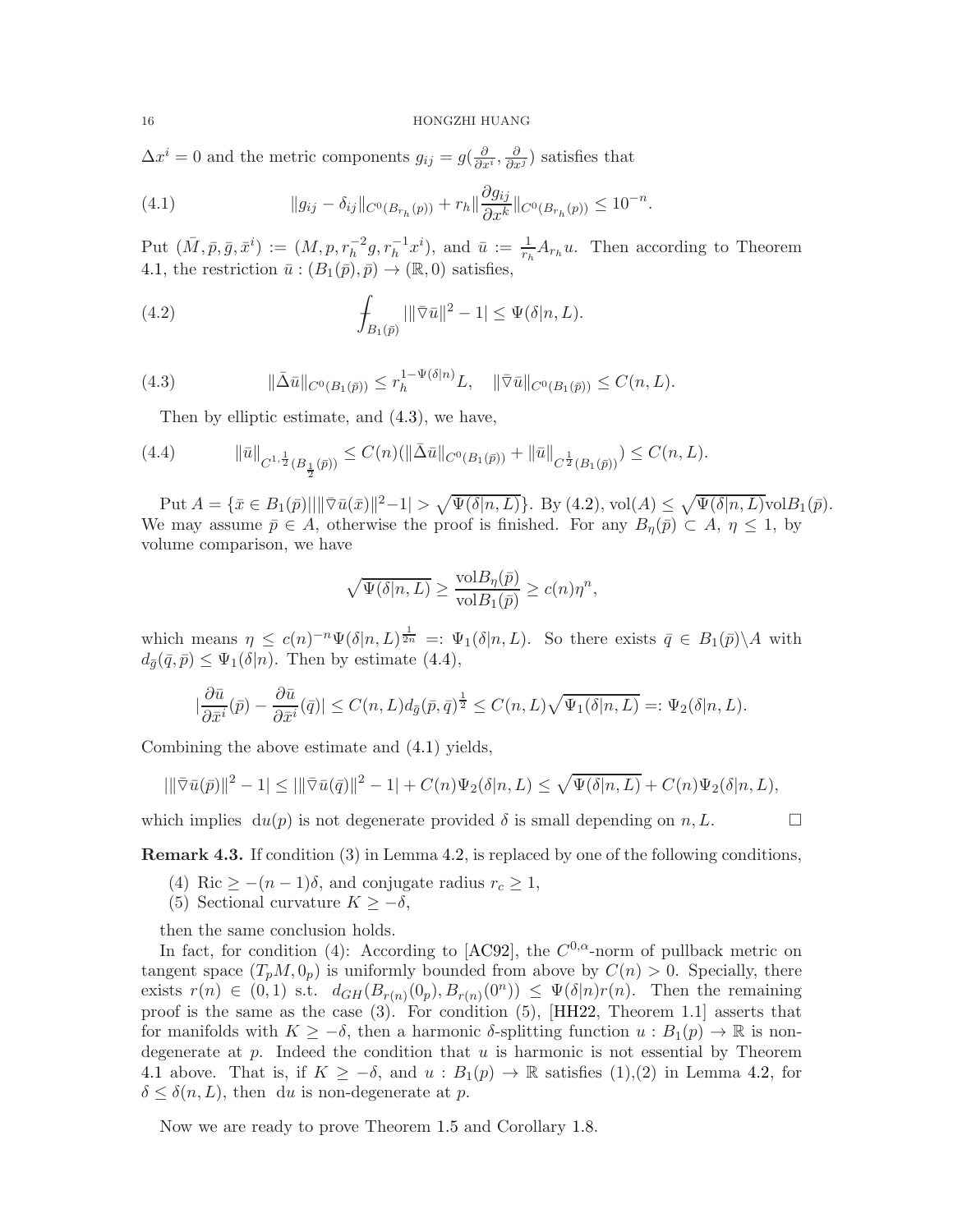$\Delta x^i = 0$ and the metric components $g_{ij} = g(\frac{\partial}{\partial x^i}, \frac{\partial}{\partial x^j})$ satisfies that

$$\|g_{ij} - \delta_{ij}\|_{C^0(B_{r_h}(p))} + r_h \|\frac{\partial g_{ij}}{\partial x^k}\|_{C^0(B_{r_h}(p))} \leq 10^{-n}. \tag{4.1}$$

Put $(\bar{M}, \bar{p}, \bar{g}, \bar{x}^i) := (M, p, r_h^{-2} g, r_h^{-1} x^i)$, and $\bar{u} := \frac{1}{r_h} A_{r_h} u$. Then according to Theorem 4.1, the restriction $\bar{u} : (B_1(\bar{p}), \bar{p}) \to (\mathbb{R}, 0)$ satisfies,

$$\fint_{B_1(\bar{p})} |\|\bar{\nabla} \bar{u}\|^2 - 1| \leq \Psi(\delta|n, L). \tag{4.2}$$

$$\|\bar{\Delta} \bar{u}\|_{C^0(B_1(\bar{p}))} \leq r_h^{1-\Psi(\delta|n)} L, \quad \|\bar{\nabla} \bar{u}\|_{C^0(B_1(\bar{p}))} \leq C(n, L). \tag{4.3}$$

Then by elliptic estimate, and (4.3), we have,

$$\|\bar{u}\|_{C^{1,\frac{1}{2}}(B_{\frac{1}{2}}(\bar{p}))} \leq C(n)(\|\bar{\Delta} \bar{u}\|_{C^0(B_1(\bar{p}))} + \|\bar{u}\|_{C^{\frac{1}{2}}(B_1(\bar{p}))}) \leq C(n, L). \tag{4.4}$$

Put $A = \{\bar{x} \in B_1(\bar{p}) | |\|\bar{\nabla} \bar{u}(\bar{x})\|^2 - 1| > \sqrt{\Psi(\delta|n, L)}\}$. By (4.2), $\mathrm{vol}(A) \leq \sqrt{\Psi(\delta|n, L)} \mathrm{vol} B_1(\bar{p})$. We may assume $\bar{p} \in A$, otherwise the proof is finished. For any $B_\eta(\bar{p}) \subset A$, $\eta \leq 1$, by volume comparison, we have

$$\sqrt{\Psi(\delta|n, L)} \geq \frac{\mathrm{vol} B_\eta(\bar{p})}{\mathrm{vol} B_1(\bar{p})} \geq c(n)\eta^n,$$

which means $\eta \leq c(n)^{-n} \Psi(\delta|n, L)^{\frac{1}{2n}} =: \Psi_1(\delta|n, L)$. So there exists $\bar{q} \in B_1(\bar{p}) \setminus A$ with $d_{\bar{g}}(\bar{q}, \bar{p}) \leq \Psi_1(\delta|n)$. Then by estimate (4.4),

$$|\frac{\partial \bar{u}}{\partial \bar{x}^i}(\bar{p}) - \frac{\partial \bar{u}}{\partial \bar{x}^i}(\bar{q})| \leq C(n, L) d_{\bar{g}}(\bar{p}, \bar{q})^{\frac{1}{2}} \leq C(n, L)\sqrt{\Psi_1(\delta|n, L)} =: \Psi_2(\delta|n, L).$$

Combining the above estimate and (4.1) yields,

$$|\|\bar{\nabla} \bar{u}(\bar{p})\|^2 - 1| \leq |\|\bar{\nabla} \bar{u}(\bar{q})\|^2 - 1| + C(n)\Psi_2(\delta|n, L) \leq \sqrt{\Psi(\delta|n, L)} + C(n)\Psi_2(\delta|n, L),$$

which implies $\mathrm{d}u(p)$ is not degenerate provided $\delta$ is small depending on $n, L$. □

**Remark 4.3.** If condition (3) in Lemma 4.2, is replaced by one of the following conditions,

(4) $\mathrm{Ric} \geq -(n-1)\delta$, and conjugate radius $r_c \geq 1$,

(5) Sectional curvature $K \geq -\delta$,

then the same conclusion holds.

In fact, for condition (4): According to [AC92], the $C^{0,\alpha}$-norm of pullback metric on tangent space $(T_p M, 0_p)$ is uniformly bounded from above by $C(n) > 0$. Specially, there exists $r(n) \in (0, 1)$ s.t. $d_{GH}(B_{r(n)}(0_p), B_{r(n)}(0^n)) \leq \Psi(\delta|n) r(n)$. Then the remaining proof is the same as the case (3). For condition (5), [HH22, Theorem 1.1] asserts that for manifolds with $K \geq -\delta$, then a harmonic $\delta$-splitting function $u : B_1(p) \to \mathbb{R}$ is non-degenerate at $p$. Indeed the condition that $u$ is harmonic is not essential by Theorem 4.1 above. That is, if $K \geq -\delta$, and $u : B_1(p) \to \mathbb{R}$ satisfies (1),(2) in Lemma 4.2, for $\delta \leq \delta(n, L)$, then $\mathrm{d}u$ is non-degenerate at $p$.

Now we are ready to prove Theorem 1.5 and Corollary 1.8.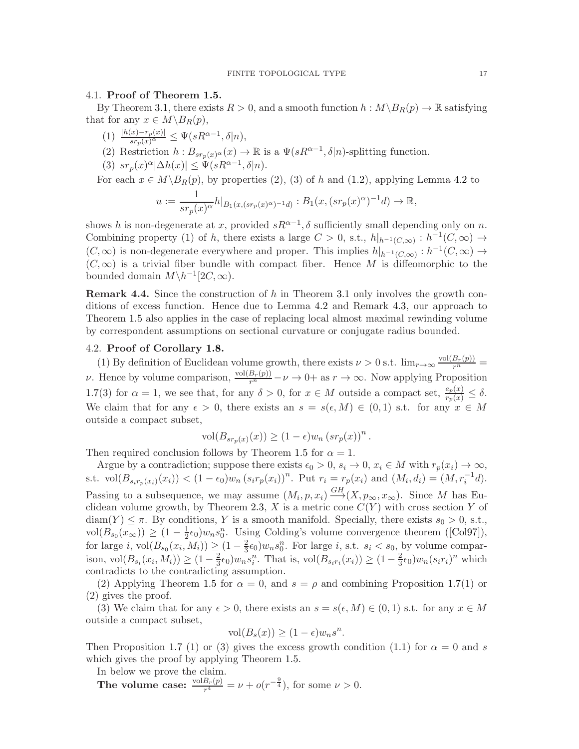### 4.1. Proof of Theorem 1.5.

By Theorem 3.1, there exists $R > 0$, and a smooth function $h : M \backslash B_R(p) \to \mathbb{R}$ satisfying that for any $x \in M \backslash B_R(p)$,

(1) $\frac{|h(x) - r_p(x)|}{s r_p(x)^\alpha} \le \Psi(sR^{\alpha-1}, \delta | n)$,

(2) Restriction $h : B_{sr_p(x)^\alpha}(x) \to \mathbb{R}$ is a $\Psi(sR^{\alpha-1}, \delta|n)$-splitting function.

(3) $sr_p(x)^\alpha |\Delta h(x)| \le \Psi(sR^{\alpha-1}, \delta|n)$.

For each $x \in M \backslash B_R(p)$, by properties (2), (3) of $h$ and (1.2), applying Lemma 4.2 to

$$u := \frac{1}{sr_p(x)^\alpha} h|_{B_1(x,(sr_p(x)^\alpha)^{-1}d)} : B_1(x, (sr_p(x)^\alpha)^{-1} d) \to \mathbb{R},$$

shows $h$ is non-degenerate at $x$, provided $sR^{\alpha-1}, \delta$ sufficiently small depending only on $n$. Combining property (1) of $h$, there exists a large $C > 0$, s.t., $h|_{h^{-1}(C,\infty)} : h^{-1}(C, \infty) \to (C, \infty)$ is non-degenerate everywhere and proper. This implies $h|_{h^{-1}(C,\infty)} : h^{-1}(C, \infty) \to (C, \infty)$ is a trivial fiber bundle with compact fiber. Hence $M$ is diffeomorphic to the bounded domain $M \backslash h^{-1}[2C, \infty)$.

**Remark 4.4.** Since the construction of $h$ in Theorem 3.1 only involves the growth conditions of excess function. Hence due to Lemma 4.2 and Remark 4.3, our approach to Theorem 1.5 also applies in the case of replacing local almost maximal rewinding volume by correspondent assumptions on sectional curvature or conjugate radius bounded.

### 4.2. Proof of Corollary 1.8.

(1) By definition of Euclidean volume growth, there exists $\nu > 0$ s.t. $\lim_{r\to\infty} \frac{\mathrm{vol}(B_r(p))}{r^n} = \nu$. Hence by volume comparison, $\frac{\mathrm{vol}(B_r(p))}{r^n} - \nu \to 0+$ as $r \to \infty$. Now applying Proposition 1.7(3) for $\alpha = 1$, we see that, for any $\delta > 0$, for $x \in M$ outside a compact set, $\frac{e_p(x)}{r_p(x)} \le \delta$. We claim that for any $\epsilon > 0$, there exists an $s = s(\epsilon, M) \in (0, 1)$ s.t. for any $x \in M$ outside a compact subset,

$$\mathrm{vol}(B_{sr_p(x)}(x)) \ge (1 - \epsilon) w_n \left(sr_p(x)\right)^n.$$

Then required conclusion follows by Theorem 1.5 for $\alpha = 1$.

Argue by a contradiction; suppose there exists $\epsilon_0 > 0$, $s_i \to 0$, $x_i \in M$ with $r_p(x_i) \to \infty$, s.t. $\mathrm{vol}(B_{s_i r_p(x_i)}(x_i)) < (1 - \epsilon_0) w_n \left(s_i r_p(x_i)\right)^n$. Put $r_i = r_p(x_i)$ and $(M_i, d_i) = (M, r_i^{-1} d)$. Passing to a subsequence, we may assume $(M_i, p, x_i) \xrightarrow{GH} (X, p_\infty, x_\infty)$. Since $M$ has Euclidean volume growth, by Theorem 2.3, $X$ is a metric cone $C(Y)$ with cross section $Y$ of $\mathrm{diam}(Y) \le \pi$. By conditions, $Y$ is a smooth manifold. Specially, there exists $s_0 > 0$, s.t., $\mathrm{vol}(B_{s_0}(x_\infty)) \ge (1 - \frac{1}{2}\epsilon_0) w_n s_0^n$. Using Colding's volume convergence theorem ([Col97]), for large $i$, $\mathrm{vol}(B_{s_0}(x_i, M_i)) \ge (1 - \frac{2}{3}\epsilon_0) w_n s_0^n$. For large $i$, s.t. $s_i < s_0$, by volume comparison, $\mathrm{vol}(B_{s_i}(x_i, M_i)) \ge (1 - \frac{2}{3}\epsilon_0) w_n s_i^n$. That is, $\mathrm{vol}(B_{s_i r_i}(x_i)) \ge (1 - \frac{2}{3}\epsilon_0) w_n (s_i r_i)^n$ which contradicts to the contradicting assumption.

(2) Applying Theorem 1.5 for $\alpha = 0$, and $s = \rho$ and combining Proposition 1.7(1) or (2) gives the proof.

(3) We claim that for any $\epsilon > 0$, there exists an $s = s(\epsilon, M) \in (0, 1)$ s.t. for any $x \in M$ outside a compact subset,

$$\mathrm{vol}(B_s(x)) \ge (1 - \epsilon) w_n s^n.$$

Then Proposition 1.7 (1) or (3) gives the excess growth condition (1.1) for $\alpha = 0$ and $s$ which gives the proof by applying Theorem 1.5.

In below we prove the claim.

**The volume case:** $\frac{\mathrm{vol} B_r(p)}{r^4} = \nu + o(r^{-\frac{9}{4}})$, for some $\nu > 0$.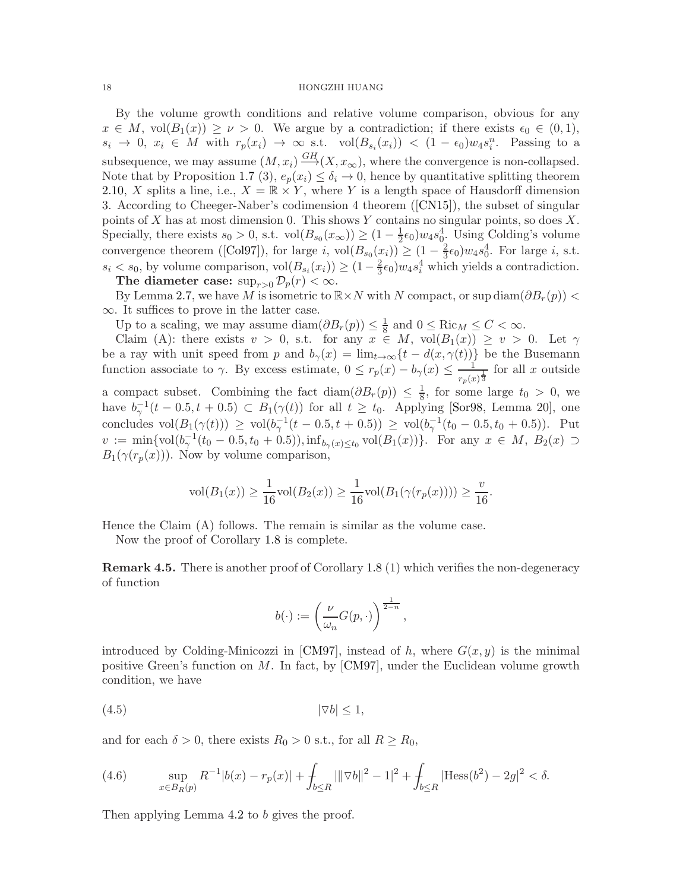By the volume growth conditions and relative volume comparison, obvious for any $x \in M$, $\mathrm{vol}(B_1(x)) \geq \nu > 0$. We argue by a contradiction; if there exists $\epsilon_0 \in (0,1)$, $s_i \to 0$, $x_i \in M$ with $r_p(x_i) \to \infty$ s.t. $\mathrm{vol}(B_{s_i}(x_i)) < (1-\epsilon_0)w_4 s_i^n$. Passing to a subsequence, we may assume $(M, x_i) \xrightarrow{GH} (X, x_\infty)$, where the convergence is non-collapsed. Note that by Proposition 1.7 (3), $e_p(x_i) \leq \delta_i \to 0$, hence by quantitative splitting theorem 2.10, $X$ splits a line, i.e., $X = \mathbb{R} \times Y$, where $Y$ is a length space of Hausdorff dimension 3. According to Cheeger-Naber's codimension 4 theorem ([CN15]), the subset of singular points of $X$ has at most dimension 0. This shows $Y$ contains no singular points, so does $X$. Specially, there exists $s_0 > 0$, s.t. $\mathrm{vol}(B_{s_0}(x_\infty)) \geq (1 - \frac{1}{2}\epsilon_0)w_4 s_0^4$. Using Colding's volume convergence theorem ([Col97]), for large $i$, $\mathrm{vol}(B_{s_0}(x_i)) \geq (1 - \frac{2}{3}\epsilon_0)w_4 s_0^4$. For large $i$, s.t. $s_i < s_0$, by volume comparison, $\mathrm{vol}(B_{s_i}(x_i)) \geq (1-\frac{2}{3}\epsilon_0)w_4 s_i^4$ which yields a contradiction.

**The diameter case:** $\sup_{r>0} \mathcal{D}_p(r) < \infty$.

By Lemma 2.7, we have $M$ is isometric to $\mathbb{R} \times N$ with $N$ compact, or $\sup \mathrm{diam}(\partial B_r(p)) < \infty$. It suffices to prove in the latter case.

Up to a scaling, we may assume $\mathrm{diam}(\partial B_r(p)) \leq \frac{1}{8}$ and $0 \leq \mathrm{Ric}_M \leq C < \infty$.

Claim (A): there exists $v > 0$, s.t. for any $x \in M$, $\mathrm{vol}(B_1(x)) \geq v > 0$. Let $\gamma$ be a ray with unit speed from $p$ and $b_\gamma(x) = \lim_{t\to\infty}\{t - d(x, \gamma(t))\}$ be the Busemann function associate to $\gamma$. By excess estimate, $0 \leq r_p(x) - b_\gamma(x) \leq \frac{1}{r_p(x)^{\frac{1}{3}}}$ for all $x$ outside a compact subset. Combining the fact $\mathrm{diam}(\partial B_r(p)) \leq \frac{1}{8}$, for some large $t_0 > 0$, we have $b_\gamma^{-1}(t-0.5, t+0.5) \subset B_1(\gamma(t))$ for all $t \geq t_0$. Applying [Sor98, Lemma 20], one concludes $\mathrm{vol}(B_1(\gamma(t))) \geq \mathrm{vol}(b_\gamma^{-1}(t-0.5, t+0.5)) \geq \mathrm{vol}(b_\gamma^{-1}(t_0-0.5, t_0+0.5))$. Put $v := \min\{\mathrm{vol}(b_\gamma^{-1}(t_0-0.5, t_0+0.5)), \inf_{b_\gamma(x)\leq t_0} \mathrm{vol}(B_1(x))\}$. For any $x \in M$, $B_2(x) \supset B_1(\gamma(r_p(x)))$. Now by volume comparison,

$$\mathrm{vol}(B_1(x)) \geq \frac{1}{16}\mathrm{vol}(B_2(x)) \geq \frac{1}{16}\mathrm{vol}(B_1(\gamma(r_p(x)))) \geq \frac{v}{16}.$$

Hence the Claim (A) follows. The remain is similar as the volume case.

Now the proof of Corollary 1.8 is complete.

**Remark 4.5.** There is another proof of Corollary 1.8 (1) which verifies the non-degeneracy of function

$$b(\cdot) := \left(\frac{\nu}{\omega_n} G(p, \cdot)\right)^{\frac{1}{2-n}},$$

introduced by Colding-Minicozzi in [CM97], instead of $h$, where $G(x,y)$ is the minimal positive Green's function on $M$. In fact, by [CM97], under the Euclidean volume growth condition, we have

$$|\nabla b| \leq 1, \tag{4.5}$$

and for each $\delta > 0$, there exists $R_0 > 0$ s.t., for all $R \geq R_0$,

$$\sup_{x \in B_R(p)} R^{-1}|b(x) - r_p(x)| + \fint_{b \leq R} |\|\nabla b\|^2 - 1|^2 + \fint_{b\leq R} |\mathrm{Hess}(b^2) - 2g|^2 < \delta. \tag{4.6}$$

Then applying Lemma 4.2 to $b$ gives the proof.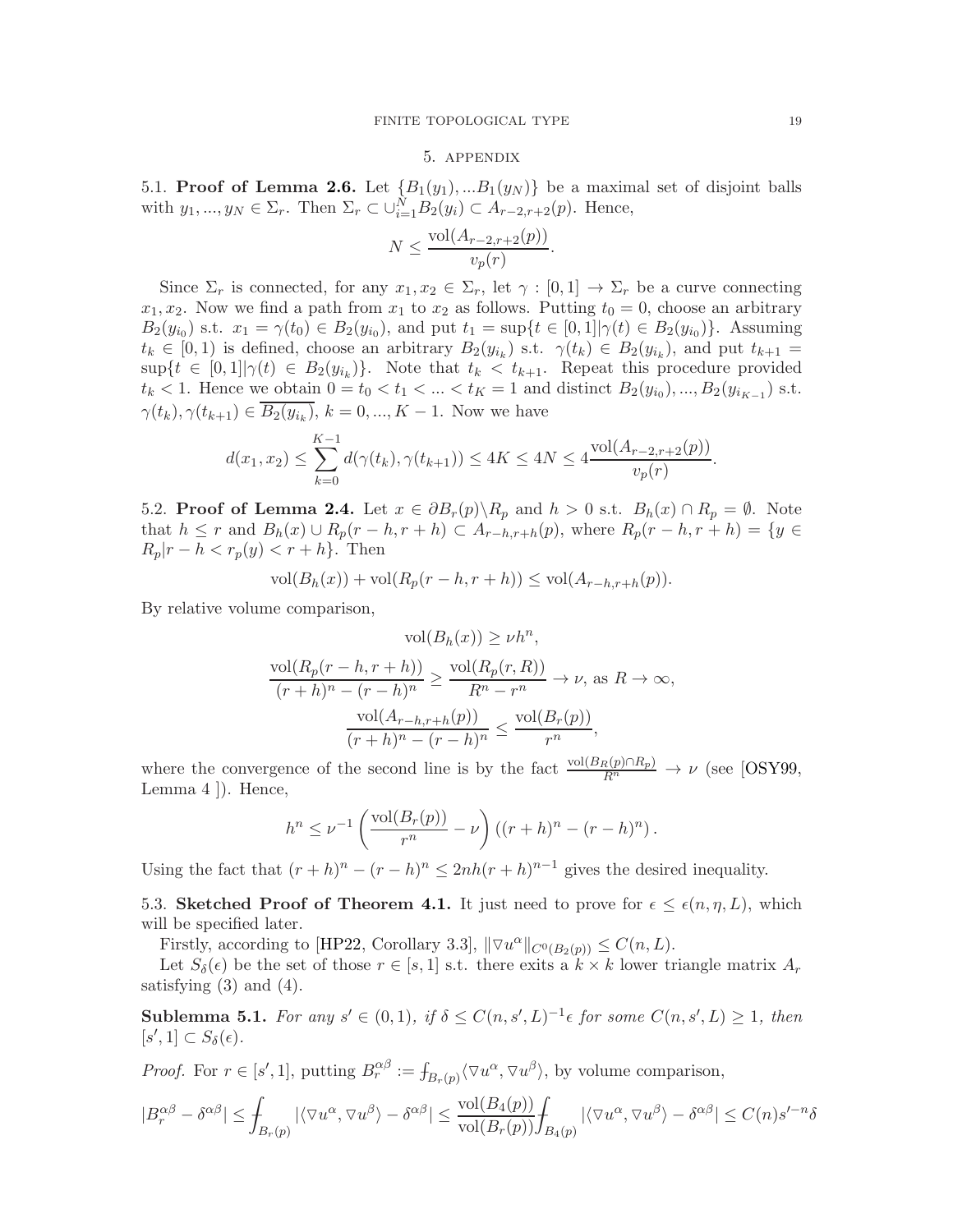## 5. Appendix

**5.1. Proof of Lemma 2.6.** Let $\{B_1(y_1), ... B_1(y_N)\}$ be a maximal set of disjoint balls with $y_1, ..., y_N \in \Sigma_r$. Then $\Sigma_r \subset \cup_{i=1}^N B_2(y_i) \subset A_{r-2,r+2}(p)$. Hence,

$$N \le \frac{\mathrm{vol}(A_{r-2,r+2}(p))}{v_p(r)}.$$

Since $\Sigma_r$ is connected, for any $x_1, x_2 \in \Sigma_r$, let $\gamma : [0,1] \to \Sigma_r$ be a curve connecting $x_1, x_2$. Now we find a path from $x_1$ to $x_2$ as follows. Putting $t_0 = 0$, choose an arbitrary $B_2(y_{i_0})$ s.t. $x_1 = \gamma(t_0) \in B_2(y_{i_0})$, and put $t_1 = \sup\{t \in [0,1] | \gamma(t) \in B_2(y_{i_0})\}$. Assuming $t_k \in [0,1)$ is defined, choose an arbitrary $B_2(y_{i_k})$ s.t. $\gamma(t_k) \in B_2(y_{i_k})$, and put $t_{k+1} = \sup\{t \in [0,1] | \gamma(t) \in B_2(y_{i_k})\}$. Note that $t_k < t_{k+1}$. Repeat this procedure provided $t_k < 1$. Hence we obtain $0 = t_0 < t_1 < ... < t_K = 1$ and distinct $B_2(y_{i_0}), ..., B_2(y_{i_{K-1}})$ s.t. $\gamma(t_k), \gamma(t_{k+1}) \in \overline{B_2(y_{i_k})}$, $k = 0, ..., K-1$. Now we have

$$d(x_1, x_2) \le \sum_{k=0}^{K-1} d(\gamma(t_k), \gamma(t_{k+1})) \le 4K \le 4N \le 4\frac{\mathrm{vol}(A_{r-2,r+2}(p))}{v_p(r)}.$$

**5.2. Proof of Lemma 2.4.** Let $x \in \partial B_r(p) \backslash R_p$ and $h > 0$ s.t. $B_h(x) \cap R_p = \emptyset$. Note that $h \le r$ and $B_h(x) \cup R_p(r-h, r+h) \subset A_{r-h,r+h}(p)$, where $R_p(r-h, r+h) = \{y \in R_p | r - h < r_p(y) < r + h\}$. Then

$$\mathrm{vol}(B_h(x)) + \mathrm{vol}(R_p(r-h, r+h)) \le \mathrm{vol}(A_{r-h,r+h}(p)).$$

By relative volume comparison,

$$\mathrm{vol}(B_h(x)) \ge \nu h^n,$$

$$\frac{\mathrm{vol}(R_p(r-h, r+h))}{(r+h)^n - (r-h)^n} \ge \frac{\mathrm{vol}(R_p(r, R))}{R^n - r^n} \to \nu, \text{ as } R \to \infty,$$

$$\frac{\mathrm{vol}(A_{r-h,r+h}(p))}{(r+h)^n - (r-h)^n} \le \frac{\mathrm{vol}(B_r(p))}{r^n},$$

where the convergence of the second line is by the fact $\frac{\mathrm{vol}(B_R(p) \cap R_p)}{R^n} \to \nu$ (see [OSY99, Lemma 4 ]). Hence,

$$h^n \le \nu^{-1} \left( \frac{\mathrm{vol}(B_r(p))}{r^n} - \nu \right) ((r+h)^n - (r-h)^n).$$

Using the fact that $(r+h)^n - (r-h)^n \le 2nh(r+h)^{n-1}$ gives the desired inequality.

**5.3. Sketched Proof of Theorem 4.1.** It just need to prove for $\epsilon \le \epsilon(n, \eta, L)$, which will be specified later.

Firstly, according to [HP22, Corollary 3.3], $\|\nabla u^\alpha\|_{C^0(B_2(p))} \le C(n, L)$.

Let $S_\delta(\epsilon)$ be the set of those $r \in [s, 1]$ s.t. there exits a $k \times k$ lower triangle matrix $A_r$ satisfying (3) and (4).

**Sublemma 5.1.** *For any $s' \in (0,1)$, if $\delta \le C(n, s', L)^{-1}\epsilon$ for some $C(n, s', L) \ge 1$, then $[s', 1] \subset S_\delta(\epsilon)$.*

*Proof.* For $r \in [s', 1]$, putting $B_r^{\alpha\beta} := ⨍_{B_r(p)} \langle \nabla u^\alpha, \nabla u^\beta \rangle$, by volume comparison,

$$|B_r^{\alpha\beta} - \delta^{\alpha\beta}| \le ⨍_{B_r(p)} |\langle \nabla u^\alpha, \nabla u^\beta \rangle - \delta^{\alpha\beta}| \le \frac{\mathrm{vol}(B_4(p))}{\mathrm{vol}(B_r(p))} ⨍_{B_4(p)} |\langle \nabla u^\alpha, \nabla u^\beta \rangle - \delta^{\alpha\beta}| \le C(n) s'^{-n} \delta$$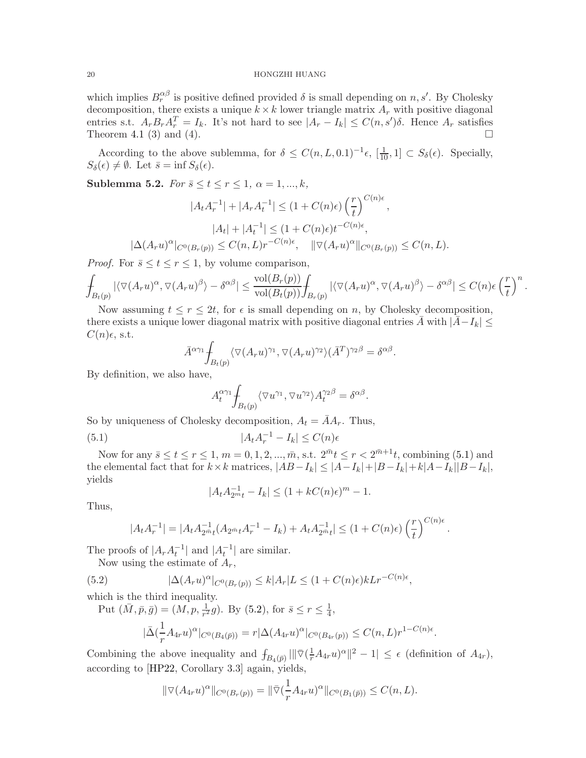which implies $B_r^{\alpha\beta}$ is positive defined provided $\delta$ is small depending on $n, s'$. By Cholesky decomposition, there exists a unique $k \times k$ lower triangle matrix $A_r$ with positive diagonal entries s.t. $A_r B_r A_r^T = I_k$. It's not hard to see $|A_r - I_k| \leq C(n, s')\delta$. Hence $A_r$ satisfies Theorem 4.1 (3) and (4). □

According to the above sublemma, for $\delta \leq C(n, L, 0.1)^{-1}\epsilon$, $[\frac{1}{10}, 1] \subset S_\delta(\epsilon)$. Specially, $S_\delta(\epsilon) \neq \emptyset$. Let $\bar{s} = \inf S_\delta(\epsilon)$.

**Sublemma 5.2.** *For $\bar{s} \leq t \leq r \leq 1$, $\alpha = 1, ..., k$,*

$$|A_t A_r^{-1}| + |A_r A_t^{-1}| \leq (1 + C(n)\epsilon)\left(\frac{r}{t}\right)^{C(n)\epsilon},$$

$$|A_t| + |A_t^{-1}| \leq (1 + C(n)\epsilon)t^{-C(n)\epsilon},$$

$$|\Delta(A_r u)^\alpha|_{C^0(B_r(p))} \leq C(n, L)r^{-C(n)\epsilon}, \quad \|\nabla(A_r u)^\alpha\|_{C^0(B_r(p))} \leq C(n, L).$$

*Proof.* For $\bar{s} \leq t \leq r \leq 1$, by volume comparison,

$$\fint_{B_t(p)} |\langle \nabla(A_r u)^\alpha, \nabla(A_r u)^\beta \rangle - \delta^{\alpha\beta}| \leq \frac{\mathrm{vol}(B_r(p))}{\mathrm{vol}(B_t(p))} \fint_{B_r(p)} |\langle \nabla(A_r u)^\alpha, \nabla(A_r u)^\beta \rangle - \delta^{\alpha\beta}| \leq C(n)\epsilon \left(\frac{r}{t}\right)^n.$$

Now assuming $t \leq r \leq 2t$, for $\epsilon$ is small depending on $n$, by Cholesky decomposition, there exists a unique lower diagonal matrix with positive diagonal entries $\bar{A}$ with $|\bar{A} - I_k| \leq C(n)\epsilon$, s.t.

$$\bar{A}^{\alpha\gamma_1} \fint_{B_t(p)} \langle \nabla(A_r u)^{\gamma_1}, \nabla(A_r u)^{\gamma_2} \rangle (\bar{A}^T)^{\gamma_2\beta} = \delta^{\alpha\beta}.$$

By definition, we also have,

$$A_t^{\alpha\gamma_1} \fint_{B_t(p)} \langle \nabla u^{\gamma_1}, \nabla u^{\gamma_2} \rangle A_t^{\gamma_2\beta} = \delta^{\alpha\beta}.$$

So by uniqueness of Cholesky decomposition, $A_t = \bar{A}A_r$. Thus,

$$|A_t A_r^{-1} - I_k| \leq C(n)\epsilon \tag{5.1}$$

Now for any $\bar{s} \leq t \leq r \leq 1$, $m = 0, 1, 2, ..., \bar{m}$, s.t. $2^{\bar{m}}t \leq r < 2^{\bar{m}+1}t$, combining (5.1) and the elemental fact that for $k \times k$ matrices, $|AB - I_k| \leq |A - I_k| + |B - I_k| + k|A - I_k||B - I_k|$, yields

$$|A_t A_{2^m t}^{-1} - I_k| \leq (1 + kC(n)\epsilon)^m - 1.$$

Thus,

$$|A_t A_r^{-1}| = |A_t A_{2^{\bar{m}}t}^{-1}(A_{2^{\bar{m}}t} A_r^{-1} - I_k) + A_t A_{2^{\bar{m}}t}^{-1}| \leq (1 + C(n)\epsilon)\left(\frac{r}{t}\right)^{C(n)\epsilon}.$$

The proofs of $|A_r A_t^{-1}|$ and $|A_t^{-1}|$ are similar.

Now using the estimate of $A_r$,

$$|\Delta(A_r u)^\alpha|_{C^0(B_r(p))} \leq k|A_r|L \leq (1 + C(n)\epsilon)kLr^{-C(n)\epsilon}, \tag{5.2}$$

which is the third inequality.

Put $(\bar{M}, \bar{p}, \bar{g}) = (M, p, \frac{1}{r^2}g)$. By (5.2), for $\bar{s} \leq r \leq \frac{1}{4}$,

$$|\bar{\Delta}(\frac{1}{r}A_{4r}u)^\alpha|_{C^0(B_4(\bar{p}))} = r|\Delta(A_{4r}u)^\alpha|_{C^0(B_{4r}(p))} \leq C(n, L)r^{1-C(n)\epsilon}.$$

Combining the above inequality and $\fint_{B_4(\bar{p})} |\|\bar{\nabla}(\frac{1}{r}A_{4r}u)^\alpha\|^2 - 1| \leq \epsilon$ (definition of $A_{4r}$), according to [HP22, Corollary 3.3] again, yields,

$$\|\nabla(A_{4r}u)^\alpha\|_{C^0(B_r(p))} = \|\bar{\nabla}(\frac{1}{r}A_{4r}u)^\alpha\|_{C^0(B_1(\bar{p}))} \leq C(n, L).$$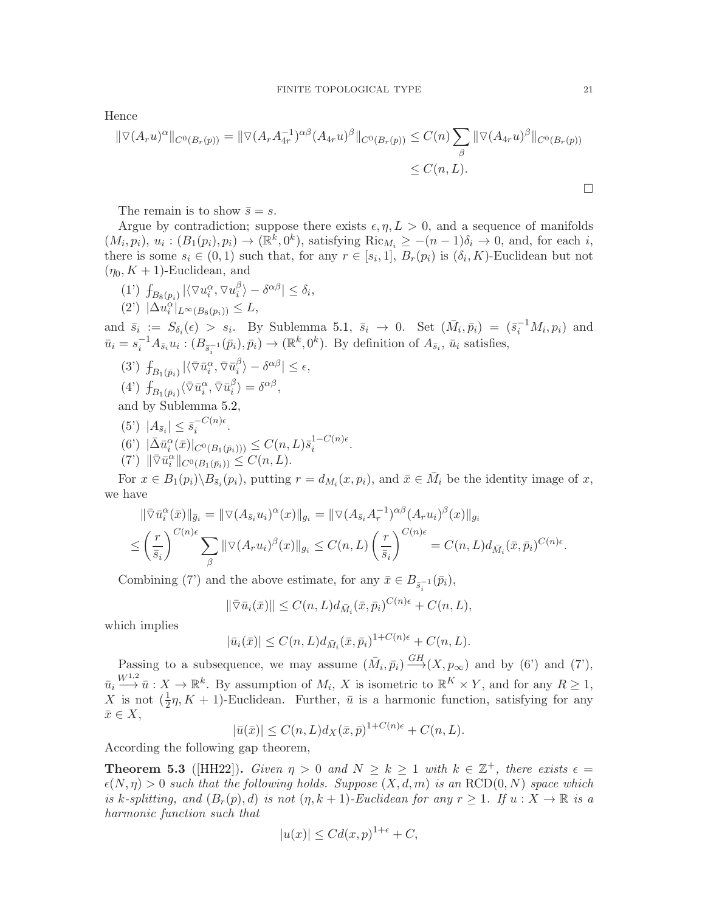Hence

$$\|\nabla (A_r u)^\alpha\|_{C^0(B_r(p))} = \|\nabla (A_r A_{4r}^{-1})^{\alpha\beta}(A_{4r}u)^\beta\|_{C^0(B_r(p))} \le C(n)\sum_\beta \|\nabla (A_{4r}u)^\beta\|_{C^0(B_r(p))}$$
$$\le C(n,L).$$

□

The remain is to show $\bar{s} = s$.

Argue by contradiction; suppose there exists $\epsilon, \eta, L > 0$, and a sequence of manifolds $(M_i, p_i)$, $u_i : (B_1(p_i), p_i) \to (\mathbb{R}^k, 0^k)$, satisfying $\mathrm{Ric}_{M_i} \ge -(n-1)\delta_i \to 0$, and, for each $i$, there is some $s_i \in (0,1)$ such that, for any $r \in [s_i, 1]$, $B_r(p_i)$ is $(\delta_i, K)$-Euclidean but not $(\eta_0, K+1)$-Euclidean, and

(1') $⨍_{B_8(p_i)} |\langle \nabla u_i^\alpha, \nabla u_i^\beta\rangle - \delta^{\alpha\beta}| \le \delta_i$,

(2') $|\Delta u_i^\alpha|_{L^\infty(B_8(p_i))} \le L$,

and $\bar{s}_i := S_{\delta_i}(\epsilon) > s_i$. By Sublemma 5.1, $\bar{s}_i \to 0$. Set $(\bar{M}_i, \bar{p}_i) = (\bar{s}_i^{-1} M_i, p_i)$ and $\bar{u}_i = s_i^{-1} A_{\bar{s}_i} u_i : (B_{\bar{s}_i^{-1}}(\bar{p}_i), \bar{p}_i) \to (\mathbb{R}^k, 0^k)$. By definition of $A_{\bar{s}_i}$, $\bar{u}_i$ satisfies,

(3') $⨍_{B_1(\bar{p}_i)} |\langle \bar{\nabla} \bar{u}_i^\alpha, \bar{\nabla} \bar{u}_i^\beta\rangle - \delta^{\alpha\beta}| \le \epsilon$,

(4') $⨍_{B_1(\bar{p}_i)} \langle \bar{\nabla} \bar{u}_i^\alpha, \bar{\nabla} \bar{u}_i^\beta\rangle = \delta^{\alpha\beta}$,

and by Sublemma 5.2,

(5') $|A_{\bar{s}_i}| \le \bar{s}_i^{-C(n)\epsilon}$.

(6') $|\bar{\Delta} \bar{u}_i^\alpha(\bar{x})|_{C^0(B_1(\bar{p}_i)))} \le C(n,L)\bar{s}_i^{1-C(n)\epsilon}$.

(7') $\|\bar{\nabla} \bar{u}_i^\alpha\|_{C^0(B_1(\bar{p}_i))} \le C(n,L)$.

For $x \in B_1(p_i)\backslash B_{\bar{s}_i}(p_i)$, putting $r = d_{M_i}(x, p_i)$, and $\bar{x} \in \bar{M}_i$ be the identity image of $x$, we have

$$\|\bar{\nabla} \bar{u}_i^\alpha(\bar{x})\|_{\bar{g}_i} = \|\nabla (A_{\bar{s}_i} u_i)^\alpha(x)\|_{g_i} = \|\nabla (A_{\bar{s}_i} A_r^{-1})^{\alpha\beta}(A_r u_i)^\beta(x)\|_{g_i}$$
$$\le \left(\frac{r}{\bar{s}_i}\right)^{C(n)\epsilon} \sum_\beta \|\nabla (A_r u_i)^\beta(x)\|_{g_i} \le C(n,L)\left(\frac{r}{\bar{s}_i}\right)^{C(n)\epsilon} = C(n,L) d_{\bar{M}_i}(\bar{x}, \bar{p}_i)^{C(n)\epsilon}.$$

Combining (7') and the above estimate, for any $\bar{x} \in B_{\bar{s}_i^{-1}}(\bar{p}_i)$,

$$\|\bar{\nabla} \bar{u}_i(\bar{x})\| \le C(n,L) d_{\bar{M}_i}(\bar{x}, \bar{p}_i)^{C(n)\epsilon} + C(n,L),$$

which implies

$$|\bar{u}_i(\bar{x})| \le C(n,L) d_{\bar{M}_i}(\bar{x}, \bar{p}_i)^{1+C(n)\epsilon} + C(n,L).$$

Passing to a subsequence, we may assume $(\bar{M}_i, \bar{p}_i) \xrightarrow{GH} (X, p_\infty)$ and by (6') and (7'), $\bar{u}_i \xrightarrow{W^{1,2}} \bar{u} : X \to \mathbb{R}^k$. By assumption of $M_i$, $X$ is isometric to $\mathbb{R}^K \times Y$, and for any $R \ge 1$, $X$ is not $(\frac{1}{2}\eta, K+1)$-Euclidean. Further, $\bar{u}$ is a harmonic function, satisfying for any $\bar{x} \in X$,

$$|\bar{u}(\bar{x})| \le C(n,L) d_X(\bar{x}, \bar{p})^{1+C(n)\epsilon} + C(n,L).$$

According the following gap theorem,

**Theorem 5.3** ([HH22]). *Given $\eta > 0$ and $N \ge k \ge 1$ with $k \in \mathbb{Z}^+$, there exists $\epsilon = \epsilon(N, \eta) > 0$ such that the following holds. Suppose $(X, d, m)$ is an $\mathrm{RCD}(0, N)$ space which is $k$-splitting, and $(B_r(p), d)$ is not $(\eta, k+1)$-Euclidean for any $r \ge 1$. If $u : X \to \mathbb{R}$ is a harmonic function such that*

$$|u(x)| \le Cd(x,p)^{1+\epsilon} + C,$$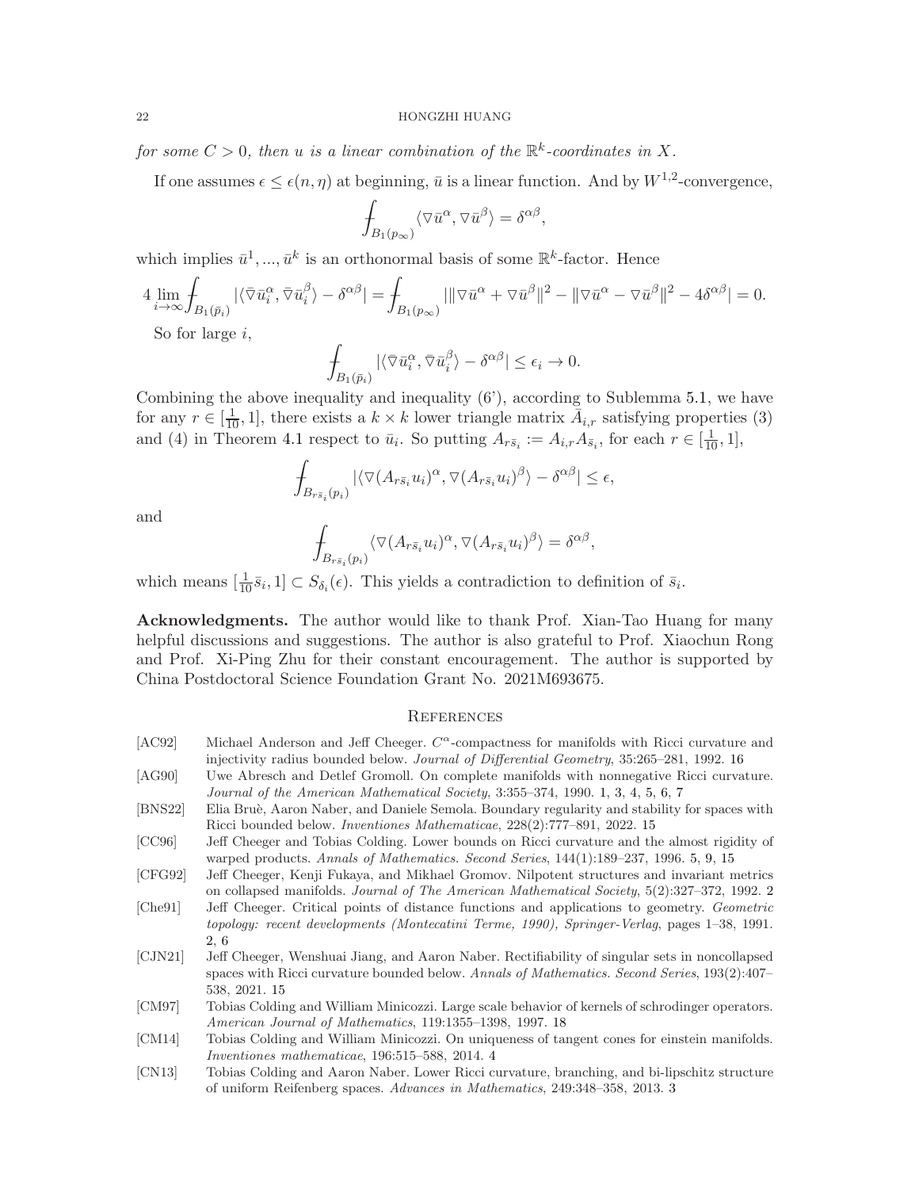*for some $C > 0$, then $u$ is a linear combination of the $\mathbb{R}^k$-coordinates in $X$.*

If one assumes $\epsilon \le \epsilon(n, \eta)$ at beginning, $\bar{u}$ is a linear function. And by $W^{1,2}$-convergence,

$$\fint_{B_1(p_\infty)} \langle \nabla \bar{u}^\alpha, \nabla \bar{u}^\beta \rangle = \delta^{\alpha\beta},$$

which implies $\bar{u}^1, ..., \bar{u}^k$ is an orthonormal basis of some $\mathbb{R}^k$-factor. Hence

$$4 \lim_{i\to\infty} \fint_{B_1(\bar{p}_i)} |\langle \bar{\nabla} \bar{u}_i^\alpha, \bar{\nabla} \bar{u}_i^\beta \rangle - \delta^{\alpha\beta}| = \fint_{B_1(p_\infty)} |\|\nabla \bar{u}^\alpha + \nabla \bar{u}^\beta\|^2 - \|\nabla \bar{u}^\alpha - \nabla \bar{u}^\beta\|^2 - 4\delta^{\alpha\beta}| = 0.$$

So for large $i$,

$$\fint_{B_1(\bar{p}_i)} |\langle \bar{\nabla} \bar{u}_i^\alpha, \bar{\nabla} \bar{u}_i^\beta \rangle - \delta^{\alpha\beta}| \le \epsilon_i \to 0.$$

Combining the above inequality and inequality (6'), according to Sublemma 5.1, we have for any $r \in [\frac{1}{10}, 1]$, there exists a $k \times k$ lower triangle matrix $\bar{A}_{i,r}$ satisfying properties (3) and (4) in Theorem 4.1 respect to $\bar{u}_i$. So putting $A_{r\bar{s}_i} := A_{i,r} A_{\bar{s}_i}$, for each $r \in [\frac{1}{10}, 1]$,

$$\fint_{B_{r\bar{s}_i}(p_i)} |\langle \nabla (A_{r\bar{s}_i} u_i)^\alpha, \nabla (A_{r\bar{s}_i} u_i)^\beta \rangle - \delta^{\alpha\beta}| \le \epsilon,$$

and

$$\fint_{B_{r\bar{s}_i}(p_i)} \langle \nabla (A_{r\bar{s}_i} u_i)^\alpha, \nabla (A_{r\bar{s}_i} u_i)^\beta \rangle = \delta^{\alpha\beta},$$

which means $[\frac{1}{10}\bar{s}_i, 1] \subset S_{\delta_i}(\epsilon)$. This yields a contradiction to definition of $\bar{s}_i$.

**Acknowledgments.** The author would like to thank Prof. Xian-Tao Huang for many helpful discussions and suggestions. The author is also grateful to Prof. Xiaochun Rong and Prof. Xi-Ping Zhu for their constant encouragement. The author is supported by China Postdoctoral Science Foundation Grant No. 2021M693675.

## References

[AC92] Michael Anderson and Jeff Cheeger. $C^\alpha$-compactness for manifolds with Ricci curvature and injectivity radius bounded below. *Journal of Differential Geometry*, 35:265–281, 1992. 16

[AG90] Uwe Abresch and Detlef Gromoll. On complete manifolds with nonnegative Ricci curvature. *Journal of the American Mathematical Society*, 3:355–374, 1990. 1, 3, 4, 5, 6, 7

[BNS22] Elia Bruè, Aaron Naber, and Daniele Semola. Boundary regularity and stability for spaces with Ricci bounded below. *Inventiones Mathematicae*, 228(2):777–891, 2022. 15

[CC96] Jeff Cheeger and Tobias Colding. Lower bounds on Ricci curvature and the almost rigidity of warped products. *Annals of Mathematics. Second Series*, 144(1):189–237, 1996. 5, 9, 15

[CFG92] Jeff Cheeger, Kenji Fukaya, and Mikhael Gromov. Nilpotent structures and invariant metrics on collapsed manifolds. *Journal of The American Mathematical Society*, 5(2):327–372, 1992. 2

[Che91] Jeff Cheeger. Critical points of distance functions and applications to geometry. *Geometric topology: recent developments (Montecatini Terme, 1990), Springer-Verlag*, pages 1–38, 1991. 2, 6

[CJN21] Jeff Cheeger, Wenshuai Jiang, and Aaron Naber. Rectifiability of singular sets in noncollapsed spaces with Ricci curvature bounded below. *Annals of Mathematics. Second Series*, 193(2):407–538, 2021. 15

[CM97] Tobias Colding and William Minicozzi. Large scale behavior of kernels of schrodinger operators. *American Journal of Mathematics*, 119:1355–1398, 1997. 18

[CM14] Tobias Colding and William Minicozzi. On uniqueness of tangent cones for einstein manifolds. *Inventiones mathematicae*, 196:515–588, 2014. 4

[CN13] Tobias Colding and Aaron Naber. Lower Ricci curvature, branching, and bi-lipschitz structure of uniform Reifenberg spaces. *Advances in Mathematics*, 249:348–358, 2013. 3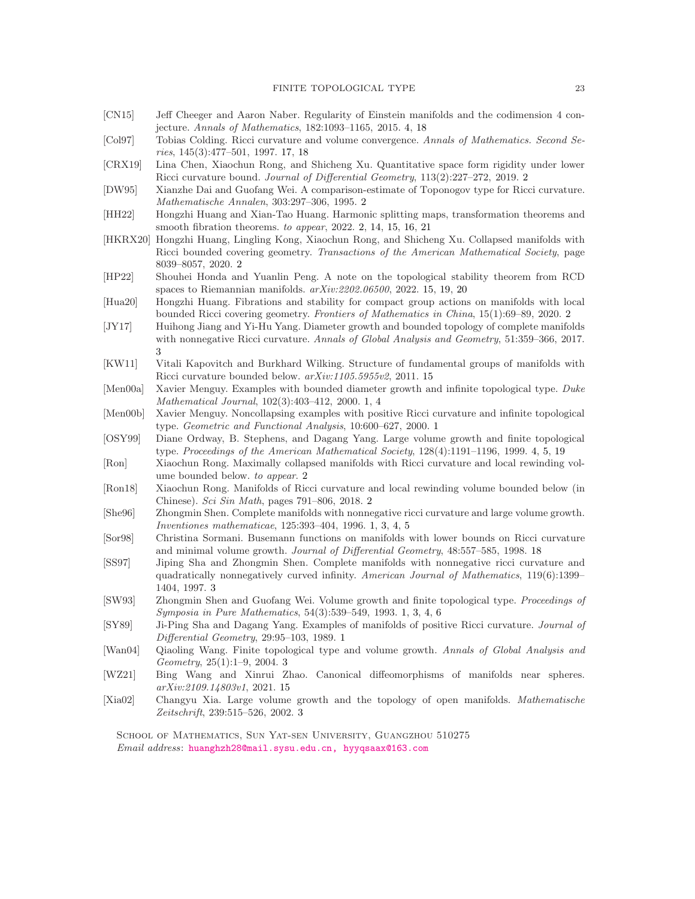[CN15] Jeff Cheeger and Aaron Naber. Regularity of Einstein manifolds and the codimension 4 conjecture. *Annals of Mathematics*, 182:1093–1165, 2015. 4, 18

[Col97] Tobias Colding. Ricci curvature and volume convergence. *Annals of Mathematics. Second Series*, 145(3):477–501, 1997. 17, 18

[CRX19] Lina Chen, Xiaochun Rong, and Shicheng Xu. Quantitative space form rigidity under lower Ricci curvature bound. *Journal of Differential Geometry*, 113(2):227–272, 2019. 2

[DW95] Xianzhe Dai and Guofang Wei. A comparison-estimate of Toponogov type for Ricci curvature. *Mathematische Annalen*, 303:297–306, 1995. 2

[HH22] Hongzhi Huang and Xian-Tao Huang. Harmonic splitting maps, transformation theorems and smooth fibration theorems. *to appear*, 2022. 2, 14, 15, 16, 21

[HKRX20] Hongzhi Huang, Lingling Kong, Xiaochun Rong, and Shicheng Xu. Collapsed manifolds with Ricci bounded covering geometry. *Transactions of the American Mathematical Society*, page 8039–8057, 2020. 2

[HP22] Shouhei Honda and Yuanlin Peng. A note on the topological stability theorem from RCD spaces to Riemannian manifolds. *arXiv:2202.06500*, 2022. 15, 19, 20

[Hua20] Hongzhi Huang. Fibrations and stability for compact group actions on manifolds with local bounded Ricci covering geometry. *Frontiers of Mathematics in China*, 15(1):69–89, 2020. 2

[JY17] Huihong Jiang and Yi-Hu Yang. Diameter growth and bounded topology of complete manifolds with nonnegative Ricci curvature. *Annals of Global Analysis and Geometry*, 51:359–366, 2017. 3

[KW11] Vitali Kapovitch and Burkhard Wilking. Structure of fundamental groups of manifolds with Ricci curvature bounded below. *arXiv:1105.5955v2*, 2011. 15

[Men00a] Xavier Menguy. Examples with bounded diameter growth and infinite topological type. *Duke Mathematical Journal*, 102(3):403–412, 2000. 1, 4

[Men00b] Xavier Menguy. Noncollapsing examples with positive Ricci curvature and infinite topological type. *Geometric and Functional Analysis*, 10:600–627, 2000. 1

[OSY99] Diane Ordway, B. Stephens, and Dagang Yang. Large volume growth and finite topological type. *Proceedings of the American Mathematical Society*, 128(4):1191–1196, 1999. 4, 5, 19

[Ron] Xiaochun Rong. Maximally collapsed manifolds with Ricci curvature and local rewinding volume bounded below. *to appear*. 2

[Ron18] Xiaochun Rong. Manifolds of Ricci curvature and local rewinding volume bounded below (in Chinese). *Sci Sin Math*, pages 791–806, 2018. 2

[She96] Zhongmin Shen. Complete manifolds with nonnegative ricci curvature and large volume growth. *Inventiones mathematicae*, 125:393–404, 1996. 1, 3, 4, 5

[Sor98] Christina Sormani. Busemann functions on manifolds with lower bounds on Ricci curvature and minimal volume growth. *Journal of Differential Geometry*, 48:557–585, 1998. 18

[SS97] Jiping Sha and Zhongmin Shen. Complete manifolds with nonnegative ricci curvature and quadratically nonnegatively curved infinity. *American Journal of Mathematics*, 119(6):1399–1404, 1997. 3

[SW93] Zhongmin Shen and Guofang Wei. Volume growth and finite topological type. *Proceedings of Symposia in Pure Mathematics*, 54(3):539–549, 1993. 1, 3, 4, 6

[SY89] Ji-Ping Sha and Dagang Yang. Examples of manifolds of positive Ricci curvature. *Journal of Differential Geometry*, 29:95–103, 1989. 1

[Wan04] Qiaoling Wang. Finite topological type and volume growth. *Annals of Global Analysis and Geometry*, 25(1):1–9, 2004. 3

[WZ21] Bing Wang and Xinrui Zhao. Canonical diffeomorphisms of manifolds near spheres. *arXiv:2109.14803v1*, 2021. 15

[Xia02] Changyu Xia. Large volume growth and the topology of open manifolds. *Mathematische Zeitschrift*, 239:515–526, 2002. 3

School of Mathematics, Sun Yat-sen University, Guangzhou 510275

*Email address*: huanghzh28@mail.sysu.edu.cn, hyyqsaax@163.com